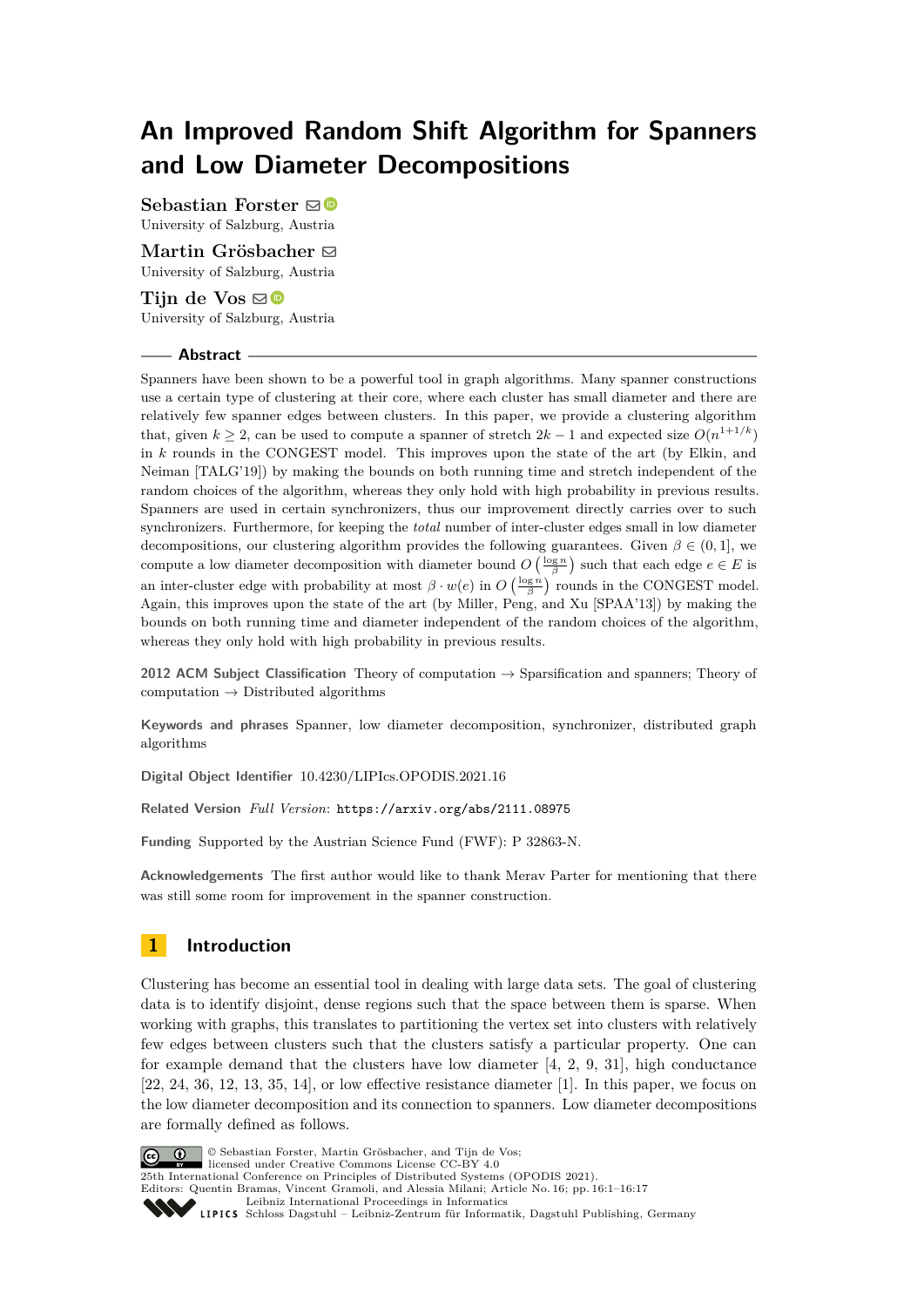# An Improved Random Shift Algorithm for Spanners and Low Diameter Decompositions

**Sebastian Forster**
University of Salzburg, Austria

**Martin Grösbacher**
University of Salzburg, Austria

**Tijn de Vos**
University of Salzburg, Austria

## Abstract

Spanners have been shown to be a powerful tool in graph algorithms. Many spanner constructions use a certain type of clustering at their core, where each cluster has small diameter and there are relatively few spanner edges between clusters. In this paper, we provide a clustering algorithm that, given $k \geq 2$, can be used to compute a spanner of stretch $2k-1$ and expected size $O(n^{1+1/k})$ in $k$ rounds in the CONGEST model. This improves upon the state of the art (by Elkin, and Neiman [TALG'19]) by making the bounds on both running time and stretch independent of the random choices of the algorithm, whereas they only hold with high probability in previous results. Spanners are used in certain synchronizers, thus our improvement directly carries over to such synchronizers. Furthermore, for keeping the *total* number of inter-cluster edges small in low diameter decompositions, our clustering algorithm provides the following guarantees. Given $\beta \in (0, 1]$, we compute a low diameter decomposition with diameter bound $O\left(\frac{\log n}{\beta}\right)$ such that each edge $e \in E$ is an inter-cluster edge with probability at most $\beta \cdot w(e)$ in $O\left(\frac{\log n}{\beta}\right)$ rounds in the CONGEST model. Again, this improves upon the state of the art (by Miller, Peng, and Xu [SPAA'13]) by making the bounds on both running time and diameter independent of the random choices of the algorithm, whereas they only hold with high probability in previous results.

**2012 ACM Subject Classification** Theory of computation → Sparsification and spanners; Theory of computation → Distributed algorithms

**Keywords and phrases** Spanner, low diameter decomposition, synchronizer, distributed graph algorithms

**Digital Object Identifier** 10.4230/LIPIcs.OPODIS.2021.16

**Related Version** *Full Version*: https://arxiv.org/abs/2111.08975

**Funding** Supported by the Austrian Science Fund (FWF): P 32863-N.

**Acknowledgements** The first author would like to thank Merav Parter for mentioning that there was still some room for improvement in the spanner construction.

## 1 Introduction

Clustering has become an essential tool in dealing with large data sets. The goal of clustering data is to identify disjoint, dense regions such that the space between them is sparse. When working with graphs, this translates to partitioning the vertex set into clusters with relatively few edges between clusters such that the clusters satisfy a particular property. One can for example demand that the clusters have low diameter [4, 2, 9, 31], high conductance [22, 24, 36, 12, 13, 35, 14], or low effective resistance diameter [1]. In this paper, we focus on the low diameter decomposition and its connection to spanners. Low diameter decompositions are formally defined as follows.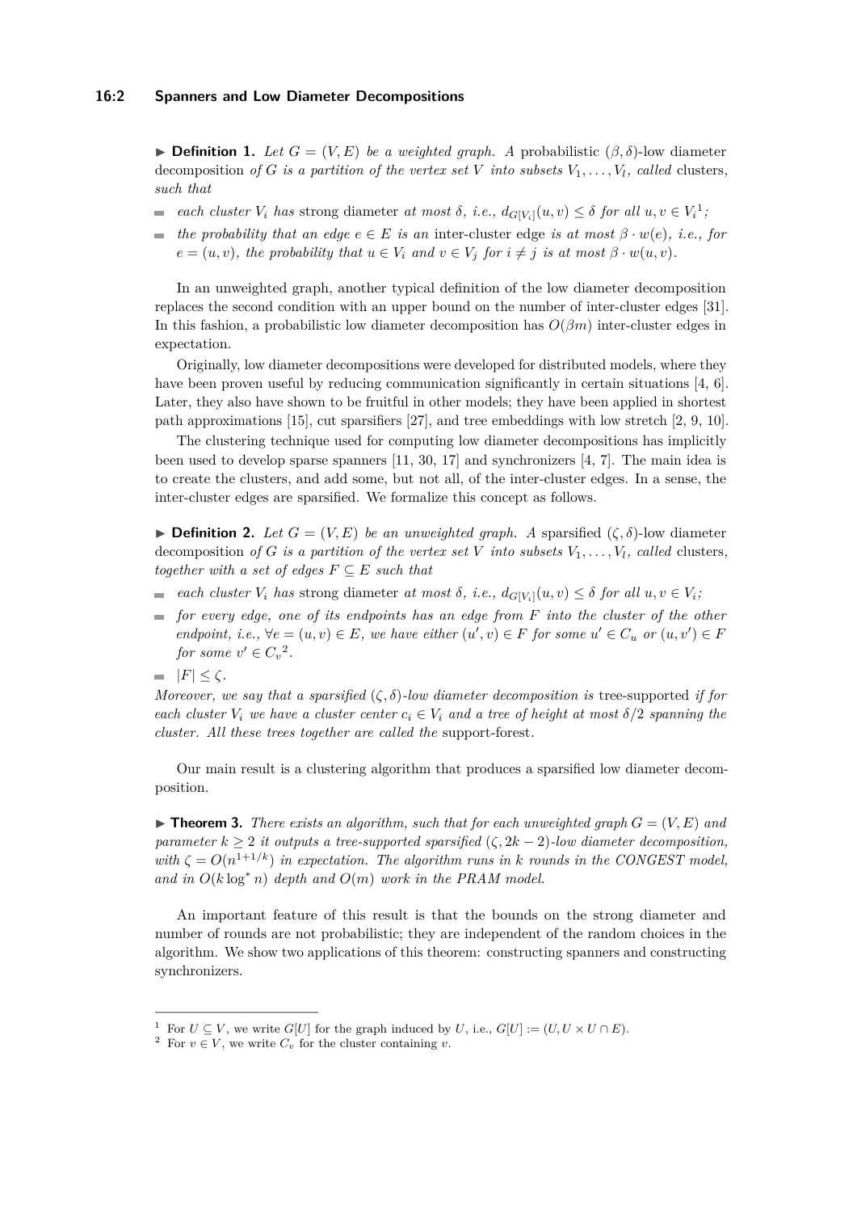▶ **Definition 1.** *Let $G = (V, E)$ be a weighted graph. A* probabilistic $(\beta, \delta)$-low diameter decomposition *of $G$ is a partition of the vertex set $V$ into subsets $V_1, \ldots, V_l$, called* clusters*, such that*

- *each cluster $V_i$ has* strong diameter *at most $\delta$, i.e., $d_{G[V_i]}(u, v) \leq \delta$ for all $u, v \in V_i$*[1]*;*
- *the probability that an edge $e \in E$ is an* inter-cluster edge *is at most $\beta \cdot w(e)$, i.e., for $e = (u, v)$, the probability that $u \in V_i$ and $v \in V_j$ for $i \neq j$ is at most $\beta \cdot w(u, v)$.*

In an unweighted graph, another typical definition of the low diameter decomposition replaces the second condition with an upper bound on the number of inter-cluster edges [31]. In this fashion, a probabilistic low diameter decomposition has $O(\beta m)$ inter-cluster edges in expectation.

Originally, low diameter decompositions were developed for distributed models, where they have been proven useful by reducing communication significantly in certain situations [4, 6]. Later, they also have shown to be fruitful in other models; they have been applied in shortest path approximations [15], cut sparsifiers [27], and tree embeddings with low stretch [2, 9, 10].

The clustering technique used for computing low diameter decompositions has implicitly been used to develop sparse spanners [11, 30, 17] and synchronizers [4, 7]. The main idea is to create the clusters, and add some, but not all, of the inter-cluster edges. In a sense, the inter-cluster edges are sparsified. We formalize this concept as follows.

▶ **Definition 2.** *Let $G = (V, E)$ be an unweighted graph. A* sparsified $(\zeta, \delta)$-low diameter decomposition *of $G$ is a partition of the vertex set $V$ into subsets $V_1, \ldots, V_l$, called* clusters*, together with a set of edges $F \subseteq E$ such that*

- *each cluster $V_i$ has* strong diameter *at most $\delta$, i.e., $d_{G[V_i]}(u, v) \leq \delta$ for all $u, v \in V_i$;*
- *for every edge, one of its endpoints has an edge from $F$ into the cluster of the other endpoint, i.e., $\forall e = (u, v) \in E$, we have either $(u', v) \in F$ for some $u' \in C_u$ or $(u, v') \in F$ for some $v' \in C_v$*[2]*.*
- *$|F| \leq \zeta$.*

*Moreover, we say that a sparsified $(\zeta, \delta)$-low diameter decomposition is* tree-supported *if for each cluster $V_i$ we have a cluster center $c_i \in V_i$ and a tree of height at most $\delta/2$ spanning the cluster. All these trees together are called the* support-forest*.*

Our main result is a clustering algorithm that produces a sparsified low diameter decomposition.

▶ **Theorem 3.** *There exists an algorithm, such that for each unweighted graph $G = (V, E)$ and parameter $k \geq 2$ it outputs a tree-supported sparsified $(\zeta, 2k - 2)$-low diameter decomposition, with $\zeta = O(n^{1+1/k})$ in expectation. The algorithm runs in $k$ rounds in the CONGEST model, and in $O(k \log^* n)$ depth and $O(m)$ work in the PRAM model.*

An important feature of this result is that the bounds on the strong diameter and number of rounds are not probabilistic; they are independent of the random choices in the algorithm. We show two applications of this theorem: constructing spanners and constructing synchronizers.

---

[1] For $U \subseteq V$, we write $G[U]$ for the graph induced by $U$, i.e., $G[U] := (U, U \times U \cap E)$.

[2] For $v \in V$, we write $C_v$ for the cluster containing $v$.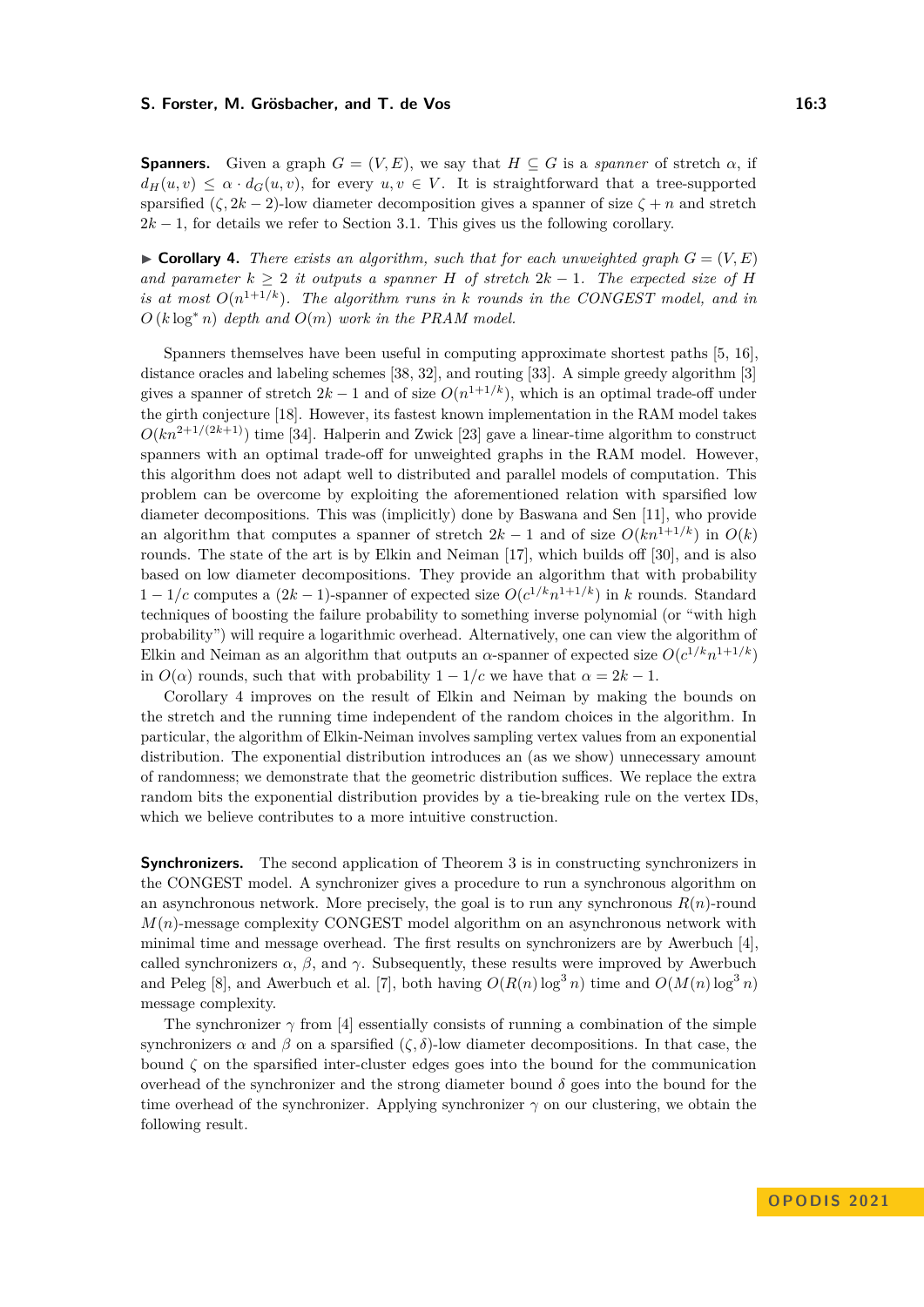**Spanners.** Given a graph $G = (V, E)$, we say that $H \subseteq G$ is a *spanner* of stretch $\alpha$, if $d_H(u, v) \leq \alpha \cdot d_G(u, v)$, for every $u, v \in V$. It is straightforward that a tree-supported sparsified $(\zeta, 2k-2)$-low diameter decomposition gives a spanner of size $\zeta + n$ and stretch $2k-1$, for details we refer to Section 3.1. This gives us the following corollary.

▶ **Corollary 4.** *There exists an algorithm, such that for each unweighted graph $G = (V, E)$ and parameter $k \geq 2$ it outputs a spanner $H$ of stretch $2k-1$. The expected size of $H$ is at most $O(n^{1+1/k})$. The algorithm runs in $k$ rounds in the CONGEST model, and in $O(k \log^* n)$ depth and $O(m)$ work in the PRAM model.*

Spanners themselves have been useful in computing approximate shortest paths [5, 16], distance oracles and labeling schemes [38, 32], and routing [33]. A simple greedy algorithm [3] gives a spanner of stretch $2k-1$ and of size $O(n^{1+1/k})$, which is an optimal trade-off under the girth conjecture [18]. However, its fastest known implementation in the RAM model takes $O(kn^{2+1/(2k+1)})$ time [34]. Halperin and Zwick [23] gave a linear-time algorithm to construct spanners with an optimal trade-off for unweighted graphs in the RAM model. However, this algorithm does not adapt well to distributed and parallel models of computation. This problem can be overcome by exploiting the aforementioned relation with sparsified low diameter decompositions. This was (implicitly) done by Baswana and Sen [11], who provide an algorithm that computes a spanner of stretch $2k-1$ and of size $O(kn^{1+1/k})$ in $O(k)$ rounds. The state of the art is by Elkin and Neiman [17], which builds off [30], and is also based on low diameter decompositions. They provide an algorithm that with probability $1 - 1/c$ computes a $(2k-1)$-spanner of expected size $O(c^{1/k}n^{1+1/k})$ in $k$ rounds. Standard techniques of boosting the failure probability to something inverse polynomial (or "with high probability") will require a logarithmic overhead. Alternatively, one can view the algorithm of Elkin and Neiman as an algorithm that outputs an $\alpha$-spanner of expected size $O(c^{1/k}n^{1+1/k})$ in $O(\alpha)$ rounds, such that with probability $1 - 1/c$ we have that $\alpha = 2k-1$.

Corollary 4 improves on the result of Elkin and Neiman by making the bounds on the stretch and the running time independent of the random choices in the algorithm. In particular, the algorithm of Elkin-Neiman involves sampling vertex values from an exponential distribution. The exponential distribution introduces an (as we show) unnecessary amount of randomness; we demonstrate that the geometric distribution suffices. We replace the extra random bits the exponential distribution provides by a tie-breaking rule on the vertex IDs, which we believe contributes to a more intuitive construction.

**Synchronizers.** The second application of Theorem 3 is in constructing synchronizers in the CONGEST model. A synchronizer gives a procedure to run a synchronous algorithm on an asynchronous network. More precisely, the goal is to run any synchronous $R(n)$-round $M(n)$-message complexity CONGEST model algorithm on an asynchronous network with minimal time and message overhead. The first results on synchronizers are by Awerbuch [4], called synchronizers $\alpha$, $\beta$, and $\gamma$. Subsequently, these results were improved by Awerbuch and Peleg [8], and Awerbuch et al. [7], both having $O(R(n) \log^3 n)$ time and $O(M(n) \log^3 n)$ message complexity.

The synchronizer $\gamma$ from [4] essentially consists of running a combination of the simple synchronizers $\alpha$ and $\beta$ on a sparsified $(\zeta, \delta)$-low diameter decompositions. In that case, the bound $\zeta$ on the sparsified inter-cluster edges goes into the bound for the communication overhead of the synchronizer and the strong diameter bound $\delta$ goes into the bound for the time overhead of the synchronizer. Applying synchronizer $\gamma$ on our clustering, we obtain the following result.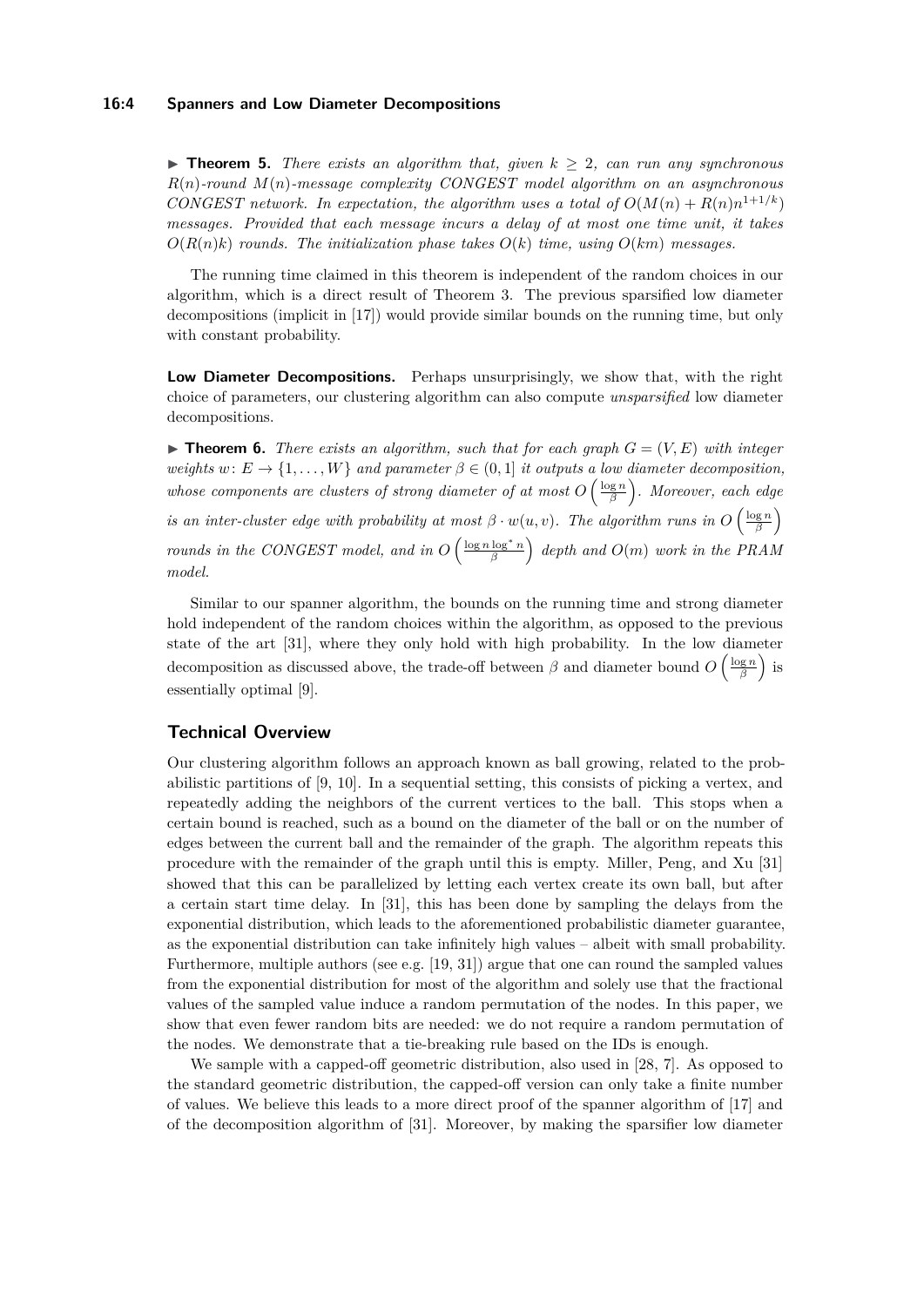▶ **Theorem 5.** *There exists an algorithm that, given $k \geq 2$, can run any synchronous $R(n)$-round $M(n)$-message complexity CONGEST model algorithm on an asynchronous CONGEST network. In expectation, the algorithm uses a total of $O(M(n) + R(n)n^{1+1/k})$ messages. Provided that each message incurs a delay of at most one time unit, it takes $O(R(n)k)$ rounds. The initialization phase takes $O(k)$ time, using $O(km)$ messages.*

The running time claimed in this theorem is independent of the random choices in our algorithm, which is a direct result of Theorem 3. The previous sparsified low diameter decompositions (implicit in [17]) would provide similar bounds on the running time, but only with constant probability.

**Low Diameter Decompositions.** Perhaps unsurprisingly, we show that, with the right choice of parameters, our clustering algorithm can also compute *unsparsified* low diameter decompositions.

▶ **Theorem 6.** *There exists an algorithm, such that for each graph $G = (V, E)$ with integer weights $w \colon E \to \{1, \ldots, W\}$ and parameter $\beta \in (0, 1]$ it outputs a low diameter decomposition, whose components are clusters of strong diameter of at most $O\left(\frac{\log n}{\beta}\right)$. Moreover, each edge is an inter-cluster edge with probability at most $\beta \cdot w(u, v)$. The algorithm runs in $O\left(\frac{\log n}{\beta}\right)$ rounds in the CONGEST model, and in $O\left(\frac{\log n \log^* n}{\beta}\right)$ depth and $O(m)$ work in the PRAM model.*

Similar to our spanner algorithm, the bounds on the running time and strong diameter hold independent of the random choices within the algorithm, as opposed to the previous state of the art [31], where they only hold with high probability. In the low diameter decomposition as discussed above, the trade-off between $\beta$ and diameter bound $O\left(\frac{\log n}{\beta}\right)$ is essentially optimal [9].

## Technical Overview

Our clustering algorithm follows an approach known as ball growing, related to the probabilistic partitions of [9, 10]. In a sequential setting, this consists of picking a vertex, and repeatedly adding the neighbors of the current vertices to the ball. This stops when a certain bound is reached, such as a bound on the diameter of the ball or on the number of edges between the current ball and the remainder of the graph. The algorithm repeats this procedure with the remainder of the graph until this is empty. Miller, Peng, and Xu [31] showed that this can be parallelized by letting each vertex create its own ball, but after a certain start time delay. In [31], this has been done by sampling the delays from the exponential distribution, which leads to the aforementioned probabilistic diameter guarantee, as the exponential distribution can take infinitely high values – albeit with small probability. Furthermore, multiple authors (see e.g. [19, 31]) argue that one can round the sampled values from the exponential distribution for most of the algorithm and solely use that the fractional values of the sampled value induce a random permutation of the nodes. In this paper, we show that even fewer random bits are needed: we do not require a random permutation of the nodes. We demonstrate that a tie-breaking rule based on the IDs is enough.

We sample with a capped-off geometric distribution, also used in [28, 7]. As opposed to the standard geometric distribution, the capped-off version can only take a finite number of values. We believe this leads to a more direct proof of the spanner algorithm of [17] and of the decomposition algorithm of [31]. Moreover, by making the sparsifier low diameter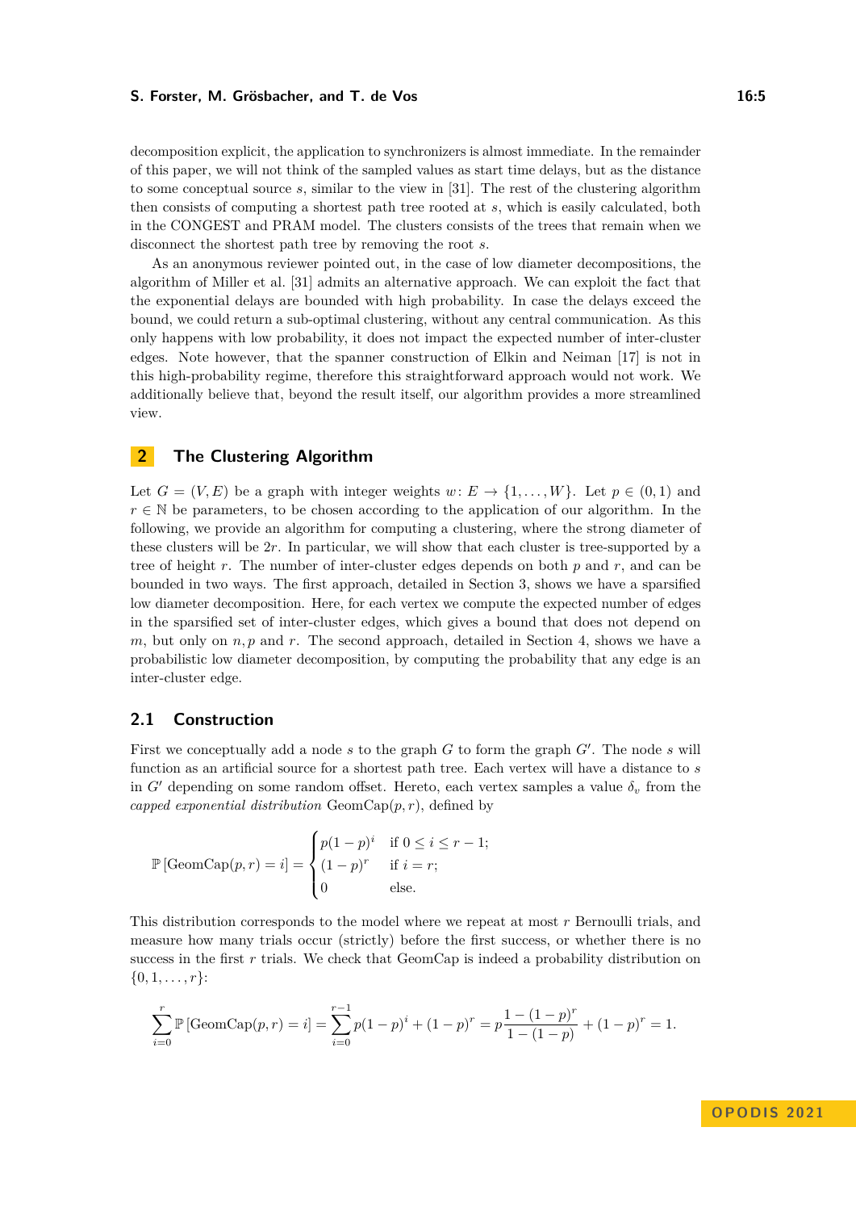decomposition explicit, the application to synchronizers is almost immediate. In the remainder of this paper, we will not think of the sampled values as start time delays, but as the distance to some conceptual source $s$, similar to the view in [31]. The rest of the clustering algorithm then consists of computing a shortest path tree rooted at $s$, which is easily calculated, both in the CONGEST and PRAM model. The clusters consists of the trees that remain when we disconnect the shortest path tree by removing the root $s$.

As an anonymous reviewer pointed out, in the case of low diameter decompositions, the algorithm of Miller et al. [31] admits an alternative approach. We can exploit the fact that the exponential delays are bounded with high probability. In case the delays exceed the bound, we could return a sub-optimal clustering, without any central communication. As this only happens with low probability, it does not impact the expected number of inter-cluster edges. Note however, that the spanner construction of Elkin and Neiman [17] is not in this high-probability regime, therefore this straightforward approach would not work. We additionally believe that, beyond the result itself, our algorithm provides a more streamlined view.

## 2 The Clustering Algorithm

Let $G = (V, E)$ be a graph with integer weights $w \colon E \to \{1, \dots, W\}$. Let $p \in (0, 1)$ and $r \in \mathbb{N}$ be parameters, to be chosen according to the application of our algorithm. In the following, we provide an algorithm for computing a clustering, where the strong diameter of these clusters will be $2r$. In particular, we will show that each cluster is tree-supported by a tree of height $r$. The number of inter-cluster edges depends on both $p$ and $r$, and can be bounded in two ways. The first approach, detailed in Section 3, shows we have a sparsified low diameter decomposition. Here, for each vertex we compute the expected number of edges in the sparsified set of inter-cluster edges, which gives a bound that does not depend on $m$, but only on $n, p$ and $r$. The second approach, detailed in Section 4, shows we have a probabilistic low diameter decomposition, by computing the probability that any edge is an inter-cluster edge.

### 2.1 Construction

First we conceptually add a node $s$ to the graph $G$ to form the graph $G'$. The node $s$ will function as an artificial source for a shortest path tree. Each vertex will have a distance to $s$ in $G'$ depending on some random offset. Hereto, each vertex samples a value $\delta_v$ from the *capped exponential distribution* $\mathrm{GeomCap}(p, r)$, defined by

$$\mathbb{P}\left[\mathrm{GeomCap}(p, r) = i\right] = \begin{cases} p(1-p)^i & \text{if } 0 \leq i \leq r-1; \\ (1-p)^r & \text{if } i = r; \\ 0 & \text{else.} \end{cases}$$

This distribution corresponds to the model where we repeat at most $r$ Bernoulli trials, and measure how many trials occur (strictly) before the first success, or whether there is no success in the first $r$ trials. We check that GeomCap is indeed a probability distribution on $\{0, 1, \dots, r\}$:

$$\sum_{i=0}^{r} \mathbb{P}\left[\mathrm{GeomCap}(p, r) = i\right] = \sum_{i=0}^{r-1} p(1-p)^i + (1-p)^r = p\frac{1-(1-p)^r}{1-(1-p)} + (1-p)^r = 1.$$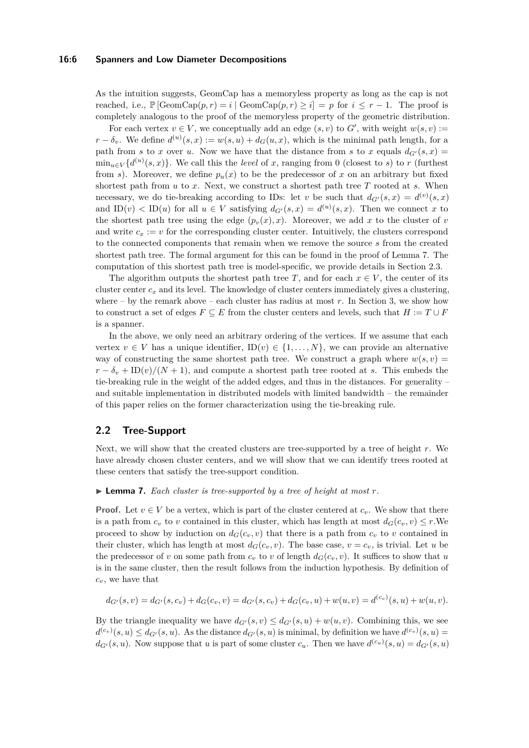As the intuition suggests, GeomCap has a memoryless property as long as the cap is not reached, i.e., $\mathbb{P}[\text{GeomCap}(p,r) = i \mid \text{GeomCap}(p,r) \geq i] = p$ for $i \leq r-1$. The proof is completely analogous to the proof of the memoryless property of the geometric distribution.

For each vertex $v \in V$, we conceptually add an edge $(s,v)$ to $G'$, with weight $w(s,v) := r - \delta_v$. We define $d^{(u)}(s,x) := w(s,u) + d_G(u,x)$, which is the minimal path length, for a path from $s$ to $x$ over $u$. Now we have that the distance from $s$ to $x$ equals $d_{G'}(s,x) = \min_{u \in V}\{d^{(u)}(s,x)\}$. We call this the *level* of $x$, ranging from 0 (closest to $s$) to $r$ (furthest from $s$). Moreover, we define $p_u(x)$ to be the predecessor of $x$ on an arbitrary but fixed shortest path from $u$ to $x$. Next, we construct a shortest path tree $T$ rooted at $s$. When necessary, we do tie-breaking according to IDs: let $v$ be such that $d_{G'}(s,x) = d^{(v)}(s,x)$ and $\text{ID}(v) < \text{ID}(u)$ for all $u \in V$ satisfying $d_{G'}(s,x) = d^{(u)}(s,x)$. Then we connect $x$ to the shortest path tree using the edge $(p_v(x), x)$. Moreover, we add $x$ to the cluster of $v$ and write $c_x := v$ for the corresponding cluster center. Intuitively, the clusters correspond to the connected components that remain when we remove the source $s$ from the created shortest path tree. The formal argument for this can be found in the proof of Lemma 7. The computation of this shortest path tree is model-specific, we provide details in Section 2.3.

The algorithm outputs the shortest path tree $T$, and for each $x \in V$, the center of its cluster center $c_x$ and its level. The knowledge of cluster centers immediately gives a clustering, where – by the remark above – each cluster has radius at most $r$. In Section 3, we show how to construct a set of edges $F \subseteq E$ from the cluster centers and levels, such that $H := T \cup F$ is a spanner.

In the above, we only need an arbitrary ordering of the vertices. If we assume that each vertex $v \in V$ has a unique identifier, $\text{ID}(v) \in \{1, \ldots, N\}$, we can provide an alternative way of constructing the same shortest path tree. We construct a graph where $w(s,v) = r - \delta_v + \text{ID}(v)/(N+1)$, and compute a shortest path tree rooted at $s$. This embeds the tie-breaking rule in the weight of the added edges, and thus in the distances. For generality – and suitable implementation in distributed models with limited bandwidth – the remainder of this paper relies on the former characterization using the tie-breaking rule.

## 2.2 Tree-Support

Next, we will show that the created clusters are tree-supported by a tree of height $r$. We have already chosen cluster centers, and we will show that we can identify trees rooted at these centers that satisfy the tree-support condition.

▶ **Lemma 7.** *Each cluster is tree-supported by a tree of height at most $r$.*

**Proof.** Let $v \in V$ be a vertex, which is part of the cluster centered at $c_v$. We show that there is a path from $c_v$ to $v$ contained in this cluster, which has length at most $d_G(c_v, v) \leq r$.We proceed to show by induction on $d_G(c_v, v)$ that there is a path from $c_v$ to $v$ contained in their cluster, which has length at most $d_G(c_v, v)$. The base case, $v = c_v$, is trivial. Let $u$ be the predecessor of $v$ on some path from $c_v$ to $v$ of length $d_G(c_v, v)$. It suffices to show that $u$ is in the same cluster, then the result follows from the induction hypothesis. By definition of $c_v$, we have that

$$d_{G'}(s,v) = d_{G'}(s,c_v) + d_G(c_v,v) = d_{G'}(s,c_v) + d_G(c_v,u) + w(u,v) = d^{(c_v)}(s,u) + w(u,v).$$

By the triangle inequality we have $d_{G'}(s,v) \leq d_{G'}(s,u) + w(u,v)$. Combining this, we see $d^{(c_v)}(s,u) \leq d_{G'}(s,u)$. As the distance $d_{G'}(s,u)$ is minimal, by definition we have $d^{(c_v)}(s,u) = d_{G'}(s,u)$. Now suppose that $u$ is part of some cluster $c_u$. Then we have $d^{(c_u)}(s,u) = d_{G'}(s,u)$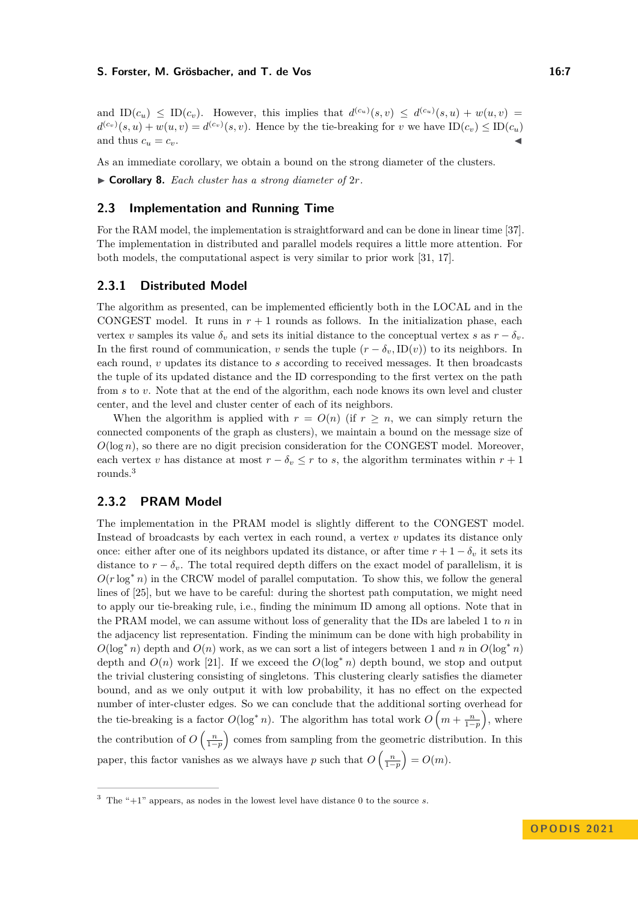and $\mathrm{ID}(c_u) \leq \mathrm{ID}(c_v)$. However, this implies that $d^{(c_u)}(s,v) \leq d^{(c_u)}(s,u) + w(u,v) = d^{(c_v)}(s,u) + w(u,v) = d^{(c_v)}(s,v)$. Hence by the tie-breaking for $v$ we have $\mathrm{ID}(c_v) \leq \mathrm{ID}(c_u)$ and thus $c_u = c_v$. ◀

As an immediate corollary, we obtain a bound on the strong diameter of the clusters.

▶ **Corollary 8.** *Each cluster has a strong diameter of $2r$.*

## 2.3 Implementation and Running Time

For the RAM model, the implementation is straightforward and can be done in linear time [37]. The implementation in distributed and parallel models requires a little more attention. For both models, the computational aspect is very similar to prior work [31, 17].

### 2.3.1 Distributed Model

The algorithm as presented, can be implemented efficiently both in the LOCAL and in the CONGEST model. It runs in $r+1$ rounds as follows. In the initialization phase, each vertex $v$ samples its value $\delta_v$ and sets its initial distance to the conceptual vertex $s$ as $r - \delta_v$. In the first round of communication, $v$ sends the tuple $(r - \delta_v, \mathrm{ID}(v))$ to its neighbors. In each round, $v$ updates its distance to $s$ according to received messages. It then broadcasts the tuple of its updated distance and the ID corresponding to the first vertex on the path from $s$ to $v$. Note that at the end of the algorithm, each node knows its own level and cluster center, and the level and cluster center of each of its neighbors.

When the algorithm is applied with $r = O(n)$ (if $r \geq n$, we can simply return the connected components of the graph as clusters), we maintain a bound on the message size of $O(\log n)$, so there are no digit precision consideration for the CONGEST model. Moreover, each vertex $v$ has distance at most $r - \delta_v \leq r$ to $s$, the algorithm terminates within $r+1$ rounds.[3]

### 2.3.2 PRAM Model

The implementation in the PRAM model is slightly different to the CONGEST model. Instead of broadcasts by each vertex in each round, a vertex $v$ updates its distance only once: either after one of its neighbors updated its distance, or after time $r + 1 - \delta_v$ it sets its distance to $r - \delta_v$. The total required depth differs on the exact model of parallelism, it is $O(r \log^* n)$ in the CRCW model of parallel computation. To show this, we follow the general lines of [25], but we have to be careful: during the shortest path computation, we might need to apply our tie-breaking rule, i.e., finding the minimum ID among all options. Note that in the PRAM model, we can assume without loss of generality that the IDs are labeled 1 to $n$ in the adjacency list representation. Finding the minimum can be done with high probability in $O(\log^* n)$ depth and $O(n)$ work, as we can sort a list of integers between 1 and $n$ in $O(\log^* n)$ depth and $O(n)$ work [21]. If we exceed the $O(\log^* n)$ depth bound, we stop and output the trivial clustering consisting of singletons. This clustering clearly satisfies the diameter bound, and as we only output it with low probability, it has no effect on the expected number of inter-cluster edges. So we can conclude that the additional sorting overhead for the tie-breaking is a factor $O(\log^* n)$. The algorithm has total work $O\left(m + \frac{n}{1-p}\right)$, where the contribution of $O\left(\frac{n}{1-p}\right)$ comes from sampling from the geometric distribution. In this paper, this factor vanishes as we always have $p$ such that $O\left(\frac{n}{1-p}\right) = O(m)$.

---

[3] The "+1" appears, as nodes in the lowest level have distance 0 to the source $s$.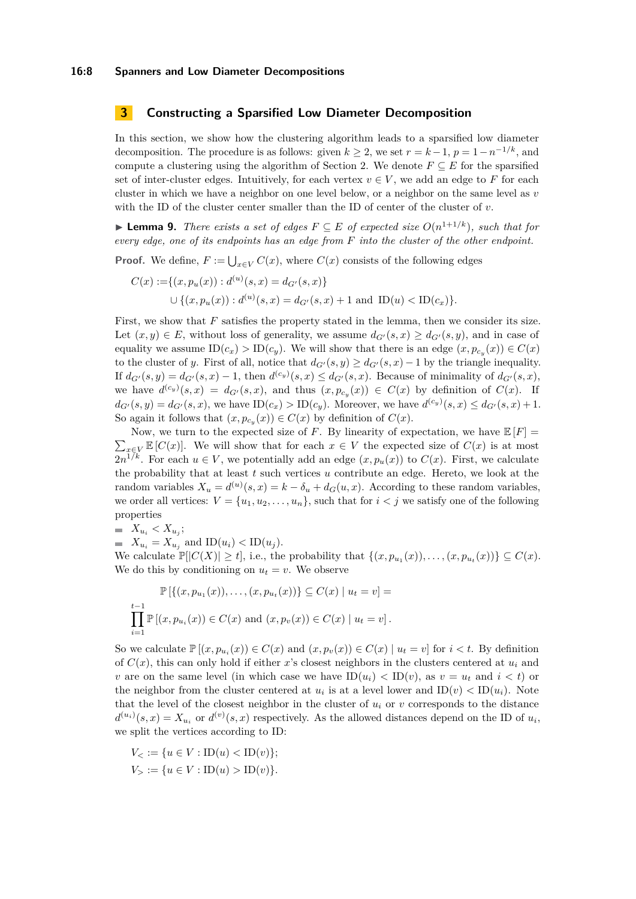## 3 Constructing a Sparsified Low Diameter Decomposition

In this section, we show how the clustering algorithm leads to a sparsified low diameter decomposition. The procedure is as follows: given $k \geq 2$, we set $r = k-1$, $p = 1 - n^{-1/k}$, and compute a clustering using the algorithm of Section 2. We denote $F \subseteq E$ for the sparsified set of inter-cluster edges. Intuitively, for each vertex $v \in V$, we add an edge to $F$ for each cluster in which we have a neighbor on one level below, or a neighbor on the same level as $v$ with the ID of the cluster center smaller than the ID of center of the cluster of $v$.

▶ **Lemma 9.** *There exists a set of edges $F \subseteq E$ of expected size $O(n^{1+1/k})$, such that for every edge, one of its endpoints has an edge from $F$ into the cluster of the other endpoint.*

**Proof.** We define, $F := \bigcup_{x \in V} C(x)$, where $C(x)$ consists of the following edges

$$
\begin{aligned}
C(x) :=& \{(x, p_u(x)) : d^{(u)}(s,x) = d_{G'}(s,x)\} \\
&\cup \{(x, p_u(x)) : d^{(u)}(s,x) = d_{G'}(s,x) + 1 \text{ and } \mathrm{ID}(u) < \mathrm{ID}(c_x)\}.
\end{aligned}
$$

First, we show that $F$ satisfies the property stated in the lemma, then we consider its size. Let $(x,y) \in E$, without loss of generality, we assume $d_{G'}(s,x) \geq d_{G'}(s,y)$, and in case of equality we assume $\mathrm{ID}(c_x) > \mathrm{ID}(c_y)$. We will show that there is an edge $(x, p_{c_y}(x)) \in C(x)$ to the cluster of $y$. First of all, notice that $d_{G'}(s,y) \geq d_{G'}(s,x) - 1$ by the triangle inequality. If $d_{G'}(s,y) = d_{G'}(s,x) - 1$, then $d^{(c_y)}(s,x) \leq d_{G'}(s,x)$. Because of minimality of $d_{G'}(s,x)$, we have $d^{(c_y)}(s,x) = d_{G'}(s,x)$, and thus $(x, p_{c_y}(x)) \in C(x)$ by definition of $C(x)$. If $d_{G'}(s,y) = d_{G'}(s,x)$, we have $\mathrm{ID}(c_x) > \mathrm{ID}(c_y)$. Moreover, we have $d^{(c_y)}(s,x) \leq d_{G'}(s,x) + 1$. So again it follows that $(x, p_{c_y}(x)) \in C(x)$ by definition of $C(x)$.

Now, we turn to the expected size of $F$. By linearity of expectation, we have $\mathbb{E}[F] = \sum_{x \in V} \mathbb{E}[C(x)]$. We will show that for each $x \in V$ the expected size of $C(x)$ is at most $2n^{1/k}$. For each $u \in V$, we potentially add an edge $(x, p_u(x))$ to $C(x)$. First, we calculate the probability that at least $t$ such vertices $u$ contribute an edge. Hereto, we look at the random variables $X_u = d^{(u)}(s,x) = k - \delta_u + d_G(u,x)$. According to these random variables, we order all vertices: $V = \{u_1, u_2, \ldots, u_n\}$, such that for $i < j$ we satisfy one of the following properties

- $X_{u_i} < X_{u_j}$;
- $X_{u_i} = X_{u_j}$ and $\mathrm{ID}(u_i) < \mathrm{ID}(u_j)$.

We calculate $\mathbb{P}[|C(X)| \geq t]$, i.e., the probability that $\{(x, p_{u_1}(x)), \ldots, (x, p_{u_t}(x))\} \subseteq C(x)$. We do this by conditioning on $u_t = v$. We observe

$$
\mathbb{P}\left[\{(x, p_{u_1}(x)), \ldots, (x, p_{u_t}(x))\} \subseteq C(x) \mid u_t = v\right] = \prod_{i=1}^{t-1} \mathbb{P}\left[(x, p_{u_i}(x)) \in C(x) \text{ and } (x, p_v(x)) \in C(x) \mid u_t = v\right].
$$

So we calculate $\mathbb{P}\left[(x, p_{u_i}(x)) \in C(x) \text{ and } (x, p_v(x)) \in C(x) \mid u_t = v\right]$ for $i < t$. By definition of $C(x)$, this can only hold if either $x$'s closest neighbors in the clusters centered at $u_i$ and $v$ are on the same level (in which case we have $\mathrm{ID}(u_i) < \mathrm{ID}(v)$, as $v = u_t$ and $i < t$) or the neighbor from the cluster centered at $u_i$ is at a level lower and $\mathrm{ID}(v) < \mathrm{ID}(u_i)$. Note that the level of the closest neighbor in the cluster of $u_i$ or $v$ corresponds to the distance $d^{(u_i)}(s,x) = X_{u_i}$ or $d^{(v)}(s,x)$ respectively. As the allowed distances depend on the ID of $u_i$, we split the vertices according to ID:

$$
\begin{aligned}
V_< &:= \{u \in V : \mathrm{ID}(u) < \mathrm{ID}(v)\}; \\
V_> &:= \{u \in V : \mathrm{ID}(u) > \mathrm{ID}(v)\}.
\end{aligned}
$$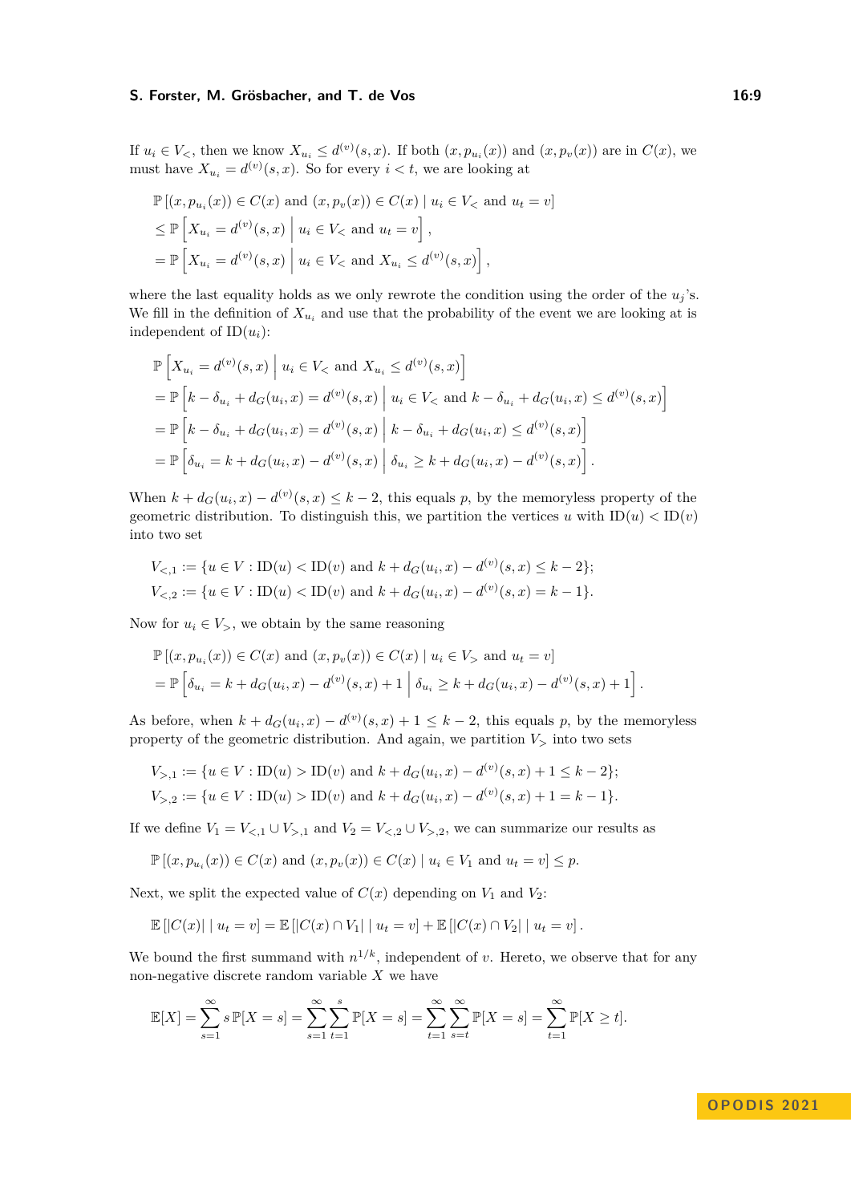If $u_i \in V_<$, then we know $X_{u_i} \leq d^{(v)}(s,x)$. If both $(x, p_{u_i}(x))$ and $(x, p_v(x))$ are in $C(x)$, we must have $X_{u_i} = d^{(v)}(s,x)$. So for every $i < t$, we are looking at

$$
\begin{aligned}
&\mathbb{P}\left[(x, p_{u_i}(x)) \in C(x) \text{ and } (x, p_v(x)) \in C(x) \mid u_i \in V_< \text{ and } u_t = v\right] \\
&\leq \mathbb{P}\left[X_{u_i} = d^{(v)}(s,x) \;\middle|\; u_i \in V_< \text{ and } u_t = v\right], \\
&= \mathbb{P}\left[X_{u_i} = d^{(v)}(s,x) \;\middle|\; u_i \in V_< \text{ and } X_{u_i} \leq d^{(v)}(s,x)\right],
\end{aligned}
$$

where the last equality holds as we only rewrote the condition using the order of the $u_j$'s. We fill in the definition of $X_{u_i}$ and use that the probability of the event we are looking at is independent of $\mathrm{ID}(u_i)$:

$$
\begin{aligned}
&\mathbb{P}\left[X_{u_i} = d^{(v)}(s,x) \;\middle|\; u_i \in V_< \text{ and } X_{u_i} \leq d^{(v)}(s,x)\right] \\
&= \mathbb{P}\left[k - \delta_{u_i} + d_G(u_i,x) = d^{(v)}(s,x) \;\middle|\; u_i \in V_< \text{ and } k - \delta_{u_i} + d_G(u_i,x) \leq d^{(v)}(s,x)\right] \\
&= \mathbb{P}\left[k - \delta_{u_i} + d_G(u_i,x) = d^{(v)}(s,x) \;\middle|\; k - \delta_{u_i} + d_G(u_i,x) \leq d^{(v)}(s,x)\right] \\
&= \mathbb{P}\left[\delta_{u_i} = k + d_G(u_i,x) - d^{(v)}(s,x) \;\middle|\; \delta_{u_i} \geq k + d_G(u_i,x) - d^{(v)}(s,x)\right].
\end{aligned}
$$

When $k + d_G(u_i,x) - d^{(v)}(s,x) \leq k-2$, this equals $p$, by the memoryless property of the geometric distribution. To distinguish this, we partition the vertices $u$ with $\mathrm{ID}(u) < \mathrm{ID}(v)$ into two set

$$
\begin{aligned}
V_{<,1} &:= \{u \in V : \mathrm{ID}(u) < \mathrm{ID}(v) \text{ and } k + d_G(u_i,x) - d^{(v)}(s,x) \leq k-2\}; \\
V_{<,2} &:= \{u \in V : \mathrm{ID}(u) < \mathrm{ID}(v) \text{ and } k + d_G(u_i,x) - d^{(v)}(s,x) = k-1\}.
\end{aligned}
$$

Now for $u_i \in V_>$, we obtain by the same reasoning

$$
\begin{aligned}
&\mathbb{P}\left[(x, p_{u_i}(x)) \in C(x) \text{ and } (x, p_v(x)) \in C(x) \mid u_i \in V_> \text{ and } u_t = v\right] \\
&= \mathbb{P}\left[\delta_{u_i} = k + d_G(u_i,x) - d^{(v)}(s,x) + 1 \;\middle|\; \delta_{u_i} \geq k + d_G(u_i,x) - d^{(v)}(s,x) + 1\right].
\end{aligned}
$$

As before, when $k + d_G(u_i,x) - d^{(v)}(s,x) + 1 \leq k-2$, this equals $p$, by the memoryless property of the geometric distribution. And again, we partition $V_>$ into two sets

$$
\begin{aligned}
V_{>,1} &:= \{u \in V : \mathrm{ID}(u) > \mathrm{ID}(v) \text{ and } k + d_G(u_i,x) - d^{(v)}(s,x) + 1 \leq k-2\}; \\
V_{>,2} &:= \{u \in V : \mathrm{ID}(u) > \mathrm{ID}(v) \text{ and } k + d_G(u_i,x) - d^{(v)}(s,x) + 1 = k-1\}.
\end{aligned}
$$

If we define $V_1 = V_{<,1} \cup V_{>,1}$ and $V_2 = V_{<,2} \cup V_{>,2}$, we can summarize our results as

$$
\mathbb{P}\left[(x, p_{u_i}(x)) \in C(x) \text{ and } (x, p_v(x)) \in C(x) \mid u_i \in V_1 \text{ and } u_t = v\right] \leq p.
$$

Next, we split the expected value of $C(x)$ depending on $V_1$ and $V_2$:

$$
\mathbb{E}\left[|C(x)| \mid u_t = v\right] = \mathbb{E}\left[|C(x) \cap V_1| \mid u_t = v\right] + \mathbb{E}\left[|C(x) \cap V_2| \mid u_t = v\right].
$$

We bound the first summand with $n^{1/k}$, independent of $v$. Hereto, we observe that for any non-negative discrete random variable $X$ we have

$$
\mathbb{E}[X] = \sum_{s=1}^{\infty} s\,\mathbb{P}[X = s] = \sum_{s=1}^{\infty}\sum_{t=1}^{s} \mathbb{P}[X = s] = \sum_{t=1}^{\infty}\sum_{s=t}^{\infty} \mathbb{P}[X = s] = \sum_{t=1}^{\infty} \mathbb{P}[X \geq t].
$$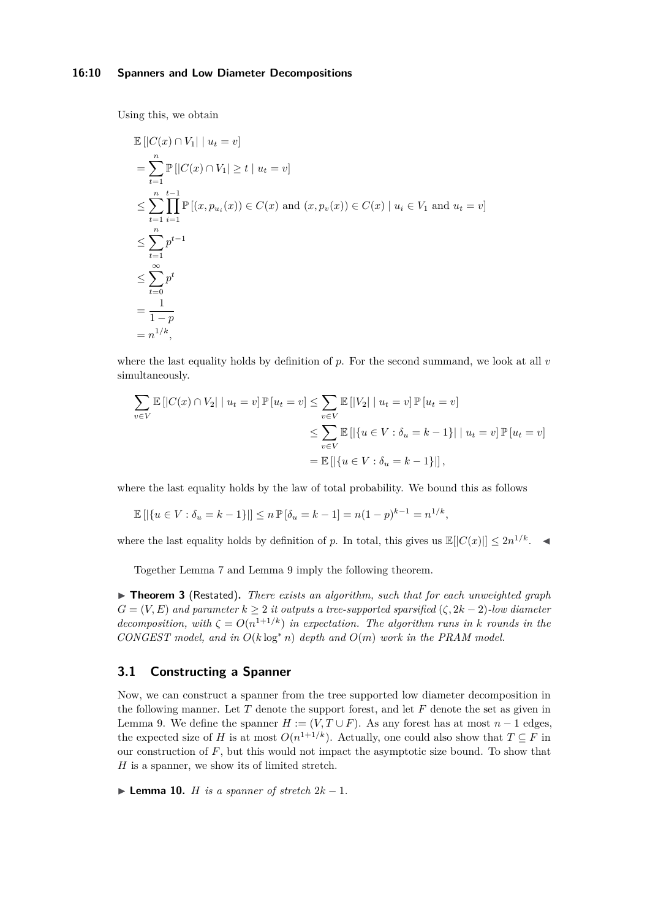Using this, we obtain

$$
\begin{aligned}
&\mathbb{E}\left[|C(x) \cap V_1| \mid u_t = v\right] \\
&= \sum_{t=1}^{n} \mathbb{P}\left[|C(x) \cap V_1| \geq t \mid u_t = v\right] \\
&\leq \sum_{t=1}^{n} \prod_{i=1}^{t-1} \mathbb{P}\left[(x, p_{u_i}(x)) \in C(x) \text{ and } (x, p_v(x)) \in C(x) \mid u_i \in V_1 \text{ and } u_t = v\right] \\
&\leq \sum_{t=1}^{n} p^{t-1} \\
&\leq \sum_{t=0}^{\infty} p^{t} \\
&= \frac{1}{1-p} \\
&= n^{1/k},
\end{aligned}
$$

where the last equality holds by definition of $p$. For the second summand, we look at all $v$ simultaneously.

$$
\begin{aligned}
\sum_{v \in V} \mathbb{E}\left[|C(x) \cap V_2| \mid u_t = v\right] \mathbb{P}\left[u_t = v\right] &\leq \sum_{v \in V} \mathbb{E}\left[|V_2| \mid u_t = v\right] \mathbb{P}\left[u_t = v\right] \\
&\leq \sum_{v \in V} \mathbb{E}\left[|\{u \in V : \delta_u = k-1\}| \mid u_t = v\right] \mathbb{P}\left[u_t = v\right] \\
&= \mathbb{E}\left[|\{u \in V : \delta_u = k-1\}|\right],
\end{aligned}
$$

where the last equality holds by the law of total probability. We bound this as follows

$$
\mathbb{E}\left[|\{u \in V : \delta_u = k-1\}|\right] \leq n\,\mathbb{P}\left[\delta_u = k-1\right] = n(1-p)^{k-1} = n^{1/k},
$$

where the last equality holds by definition of $p$. In total, this gives us $\mathbb{E}[|C(x)|] \leq 2n^{1/k}$. ◀

Together Lemma 7 and Lemma 9 imply the following theorem.

▶ **Theorem 3** (Restated). *There exists an algorithm, such that for each unweighted graph $G = (V, E)$ and parameter $k \geq 2$ it outputs a tree-supported sparsified $(\zeta, 2k-2)$-low diameter decomposition, with $\zeta = O(n^{1+1/k})$ in expectation. The algorithm runs in $k$ rounds in the CONGEST model, and in $O(k \log^* n)$ depth and $O(m)$ work in the PRAM model.*

## 3.1 Constructing a Spanner

Now, we can construct a spanner from the tree supported low diameter decomposition in the following manner. Let $T$ denote the support forest, and let $F$ denote the set as given in Lemma 9. We define the spanner $H := (V, T \cup F)$. As any forest has at most $n-1$ edges, the expected size of $H$ is at most $O(n^{1+1/k})$. Actually, one could also show that $T \subseteq F$ in our construction of $F$, but this would not impact the asymptotic size bound. To show that $H$ is a spanner, we show its of limited stretch.

▶ **Lemma 10.** *$H$ is a spanner of stretch $2k-1$.*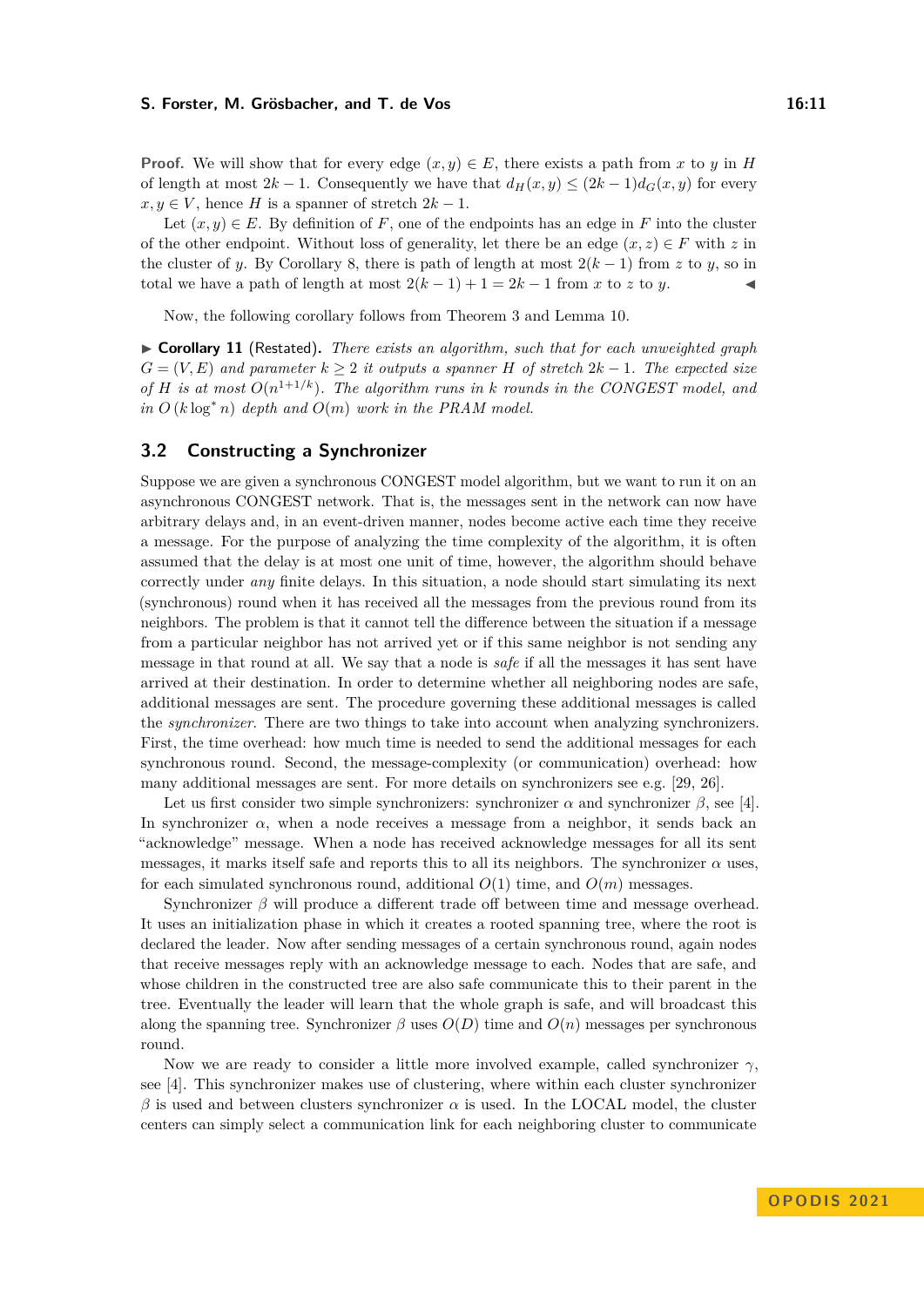**Proof.** We will show that for every edge $(x, y) \in E$, there exists a path from $x$ to $y$ in $H$ of length at most $2k - 1$. Consequently we have that $d_H(x, y) \leq (2k - 1)d_G(x, y)$ for every $x, y \in V$, hence $H$ is a spanner of stretch $2k - 1$.

Let $(x, y) \in E$. By definition of $F$, one of the endpoints has an edge in $F$ into the cluster of the other endpoint. Without loss of generality, let there be an edge $(x, z) \in F$ with $z$ in the cluster of $y$. By Corollary 8, there is path of length at most $2(k - 1)$ from $z$ to $y$, so in total we have a path of length at most $2(k - 1) + 1 = 2k - 1$ from $x$ to $z$ to $y$. ◀

Now, the following corollary follows from Theorem 3 and Lemma 10.

▶ **Corollary 11** (Restated). *There exists an algorithm, such that for each unweighted graph $G = (V, E)$ and parameter $k \geq 2$ it outputs a spanner $H$ of stretch $2k - 1$. The expected size of $H$ is at most $O(n^{1+1/k})$. The algorithm runs in $k$ rounds in the CONGEST model, and in $O(k \log^* n)$ depth and $O(m)$ work in the PRAM model.*

## 3.2 Constructing a Synchronizer

Suppose we are given a synchronous CONGEST model algorithm, but we want to run it on an asynchronous CONGEST network. That is, the messages sent in the network can now have arbitrary delays and, in an event-driven manner, nodes become active each time they receive a message. For the purpose of analyzing the time complexity of the algorithm, it is often assumed that the delay is at most one unit of time, however, the algorithm should behave correctly under *any* finite delays. In this situation, a node should start simulating its next (synchronous) round when it has received all the messages from the previous round from its neighbors. The problem is that it cannot tell the difference between the situation if a message from a particular neighbor has not arrived yet or if this same neighbor is not sending any message in that round at all. We say that a node is *safe* if all the messages it has sent have arrived at their destination. In order to determine whether all neighboring nodes are safe, additional messages are sent. The procedure governing these additional messages is called the *synchronizer*. There are two things to take into account when analyzing synchronizers. First, the time overhead: how much time is needed to send the additional messages for each synchronous round. Second, the message-complexity (or communication) overhead: how many additional messages are sent. For more details on synchronizers see e.g. [29, 26].

Let us first consider two simple synchronizers: synchronizer $\alpha$ and synchronizer $\beta$, see [4]. In synchronizer $\alpha$, when a node receives a message from a neighbor, it sends back an "acknowledge" message. When a node has received acknowledge messages for all its sent messages, it marks itself safe and reports this to all its neighbors. The synchronizer $\alpha$ uses, for each simulated synchronous round, additional $O(1)$ time, and $O(m)$ messages.

Synchronizer $\beta$ will produce a different trade off between time and message overhead. It uses an initialization phase in which it creates a rooted spanning tree, where the root is declared the leader. Now after sending messages of a certain synchronous round, again nodes that receive messages reply with an acknowledge message to each. Nodes that are safe, and whose children in the constructed tree are also safe communicate this to their parent in the tree. Eventually the leader will learn that the whole graph is safe, and will broadcast this along the spanning tree. Synchronizer $\beta$ uses $O(D)$ time and $O(n)$ messages per synchronous round.

Now we are ready to consider a little more involved example, called synchronizer $\gamma$, see [4]. This synchronizer makes use of clustering, where within each cluster synchronizer $\beta$ is used and between clusters synchronizer $\alpha$ is used. In the LOCAL model, the cluster centers can simply select a communication link for each neighboring cluster to communicate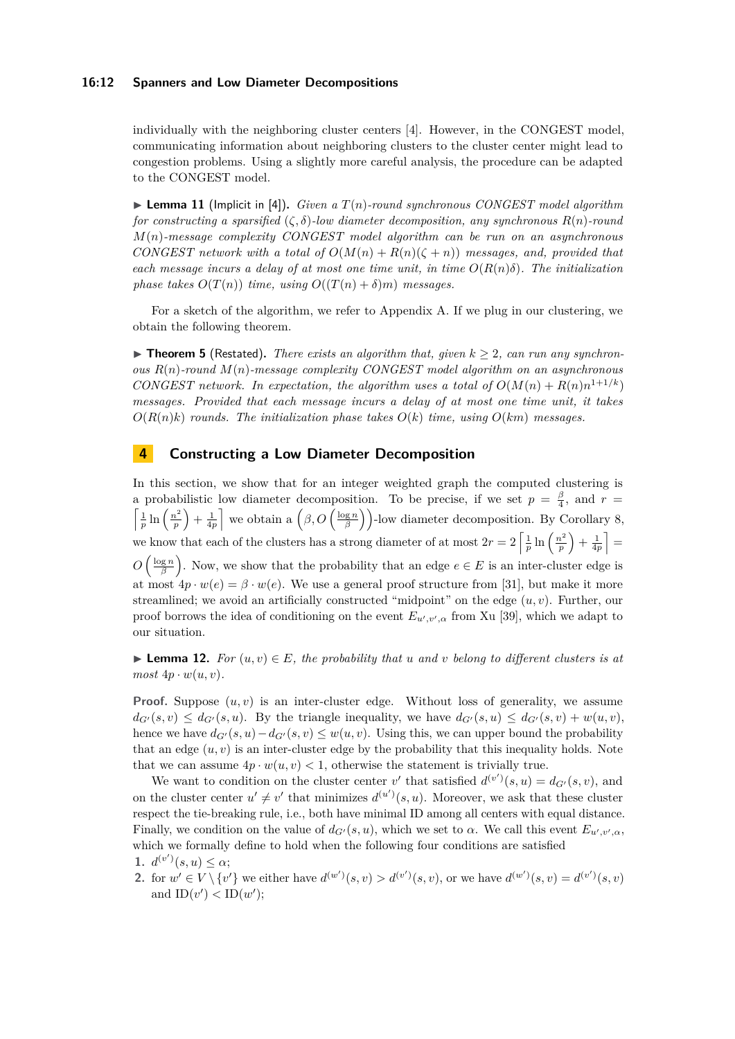individually with the neighboring cluster centers [4]. However, in the CONGEST model, communicating information about neighboring clusters to the cluster center might lead to congestion problems. Using a slightly more careful analysis, the procedure can be adapted to the CONGEST model.

▶ **Lemma 11** (Implicit in [4]). *Given a $T(n)$-round synchronous CONGEST model algorithm for constructing a sparsified $(\zeta, \delta)$-low diameter decomposition, any synchronous $R(n)$-round $M(n)$-message complexity CONGEST model algorithm can be run on an asynchronous CONGEST network with a total of $O(M(n) + R(n)(\zeta + n))$ messages, and, provided that each message incurs a delay of at most one time unit, in time $O(R(n)\delta)$. The initialization phase takes $O(T(n))$ time, using $O((T(n) + \delta)m)$ messages.*

For a sketch of the algorithm, we refer to Appendix A. If we plug in our clustering, we obtain the following theorem.

▶ **Theorem 5** (Restated). *There exists an algorithm that, given $k \geq 2$, can run any synchronous $R(n)$-round $M(n)$-message complexity CONGEST model algorithm on an asynchronous CONGEST network. In expectation, the algorithm uses a total of $O(M(n) + R(n)n^{1+1/k})$ messages. Provided that each message incurs a delay of at most one time unit, it takes $O(R(n)k)$ rounds. The initialization phase takes $O(k)$ time, using $O(km)$ messages.*

## 4 Constructing a Low Diameter Decomposition

In this section, we show that for an integer weighted graph the computed clustering is a probabilistic low diameter decomposition. To be precise, if we set $p = \frac{\beta}{4}$, and $r = \left\lceil \frac{1}{p} \ln\left(\frac{n^2}{p}\right) + \frac{1}{4p} \right\rceil$ we obtain a $\left(\beta, O\left(\frac{\log n}{\beta}\right)\right)$-low diameter decomposition. By Corollary 8, we know that each of the clusters has a strong diameter of at most $2r = 2\left\lceil \frac{1}{p} \ln\left(\frac{n^2}{p}\right) + \frac{1}{4p} \right\rceil = O\left(\frac{\log n}{\beta}\right)$. Now, we show that the probability that an edge $e \in E$ is an inter-cluster edge is at most $4p \cdot w(e) = \beta \cdot w(e)$. We use a general proof structure from [31], but make it more streamlined; we avoid an artificially constructed "midpoint" on the edge $(u, v)$. Further, our proof borrows the idea of conditioning on the event $E_{u',v',\alpha}$ from Xu [39], which we adapt to our situation.

▶ **Lemma 12.** *For $(u, v) \in E$, the probability that $u$ and $v$ belong to different clusters is at most $4p \cdot w(u, v)$.*

**Proof.** Suppose $(u, v)$ is an inter-cluster edge. Without loss of generality, we assume $d_{G'}(s, v) \leq d_{G'}(s, u)$. By the triangle inequality, we have $d_{G'}(s, u) \leq d_{G'}(s, v) + w(u, v)$, hence we have $d_{G'}(s, u) - d_{G'}(s, v) \leq w(u, v)$. Using this, we can upper bound the probability that an edge $(u, v)$ is an inter-cluster edge by the probability that this inequality holds. Note that we can assume $4p \cdot w(u, v) < 1$, otherwise the statement is trivially true.

We want to condition on the cluster center $v'$ that satisfied $d^{(v')}(s, u) = d_{G'}(s, v)$, and on the cluster center $u' \neq v'$ that minimizes $d^{(u')}(s, u)$. Moreover, we ask that these cluster respect the tie-breaking rule, i.e., both have minimal ID among all centers with equal distance. Finally, we condition on the value of $d_{G'}(s, u)$, which we set to $\alpha$. We call this event $E_{u',v',\alpha}$, which we formally define to hold when the following four conditions are satisfied

1. $d^{(v')}(s, u) \leq \alpha$;
2. for $w' \in V \setminus \{v'\}$ we either have $d^{(w')}(s, v) > d^{(v')}(s, v)$, or we have $d^{(w')}(s, v) = d^{(v')}(s, v)$ and $\text{ID}(v') < \text{ID}(w')$;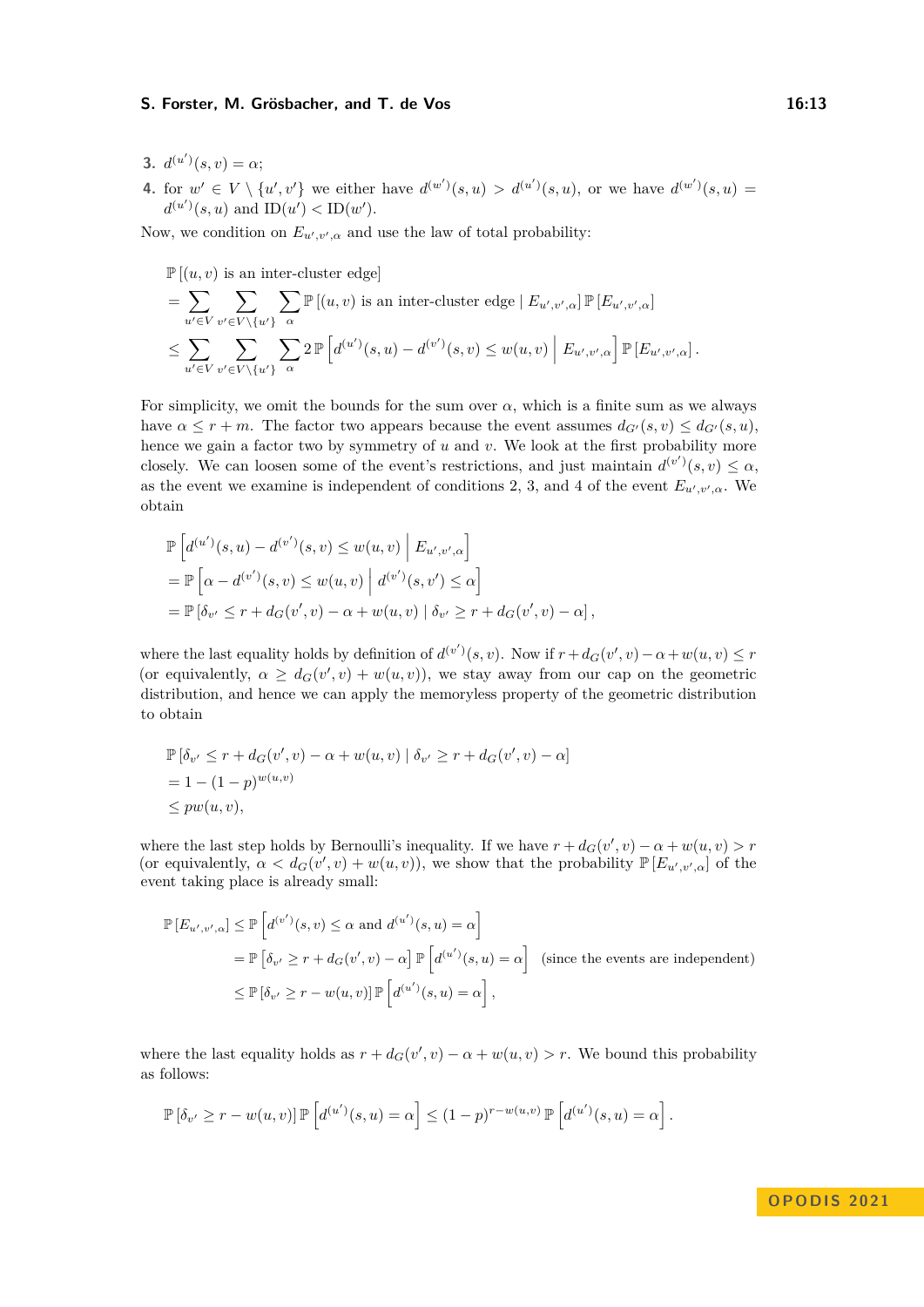3. $d^{(u')}(s,v) = \alpha$;
4. for $w' \in V \setminus \{u', v'\}$ we either have $d^{(w')}(s,u) > d^{(u')}(s,u)$, or we have $d^{(w')}(s,u) = d^{(u')}(s,u)$ and $\mathrm{ID}(u') < \mathrm{ID}(w')$.

Now, we condition on $E_{u',v',\alpha}$ and use the law of total probability:

$$\begin{aligned}
&\mathbb{P}\left[(u,v) \text{ is an inter-cluster edge}\right] \\
&= \sum_{u' \in V} \sum_{v' \in V \setminus \{u'\}} \sum_{\alpha} \mathbb{P}\left[(u,v) \text{ is an inter-cluster edge} \mid E_{u',v',\alpha}\right] \mathbb{P}\left[E_{u',v',\alpha}\right] \\
&\leq \sum_{u' \in V} \sum_{v' \in V \setminus \{u'\}} \sum_{\alpha} 2\, \mathbb{P}\left[d^{(u')}(s,u) - d^{(v')}(s,v) \leq w(u,v) \;\middle|\; E_{u',v',\alpha}\right] \mathbb{P}\left[E_{u',v',\alpha}\right].
\end{aligned}$$

For simplicity, we omit the bounds for the sum over $\alpha$, which is a finite sum as we always have $\alpha \leq r + m$. The factor two appears because the event assumes $d_{G'}(s,v) \leq d_{G'}(s,u)$, hence we gain a factor two by symmetry of $u$ and $v$. We look at the first probability more closely. We can loosen some of the event's restrictions, and just maintain $d^{(v')}(s,v) \leq \alpha$, as the event we examine is independent of conditions 2, 3, and 4 of the event $E_{u',v',\alpha}$. We obtain

$$\begin{aligned}
&\mathbb{P}\left[d^{(u')}(s,u) - d^{(v')}(s,v) \leq w(u,v) \;\middle|\; E_{u',v',\alpha}\right] \\
&= \mathbb{P}\left[\alpha - d^{(v')}(s,v) \leq w(u,v) \;\middle|\; d^{(v')}(s,v') \leq \alpha\right] \\
&= \mathbb{P}\left[\delta_{v'} \leq r + d_G(v',v) - \alpha + w(u,v) \mid \delta_{v'} \geq r + d_G(v',v) - \alpha\right],
\end{aligned}$$

where the last equality holds by definition of $d^{(v')}(s,v)$. Now if $r + d_G(v',v) - \alpha + w(u,v) \leq r$ (or equivalently, $\alpha \geq d_G(v',v) + w(u,v)$), we stay away from our cap on the geometric distribution, and hence we can apply the memoryless property of the geometric distribution to obtain

$$\begin{aligned}
&\mathbb{P}\left[\delta_{v'} \leq r + d_G(v',v) - \alpha + w(u,v) \mid \delta_{v'} \geq r + d_G(v',v) - \alpha\right] \\
&= 1 - (1-p)^{w(u,v)} \\
&\leq p w(u,v),
\end{aligned}$$

where the last step holds by Bernoulli's inequality. If we have $r + d_G(v',v) - \alpha + w(u,v) > r$ (or equivalently, $\alpha < d_G(v',v) + w(u,v)$), we show that the probability $\mathbb{P}\left[E_{u',v',\alpha}\right]$ of the event taking place is already small:

$$\begin{aligned}
\mathbb{P}\left[E_{u',v',\alpha}\right] &\leq \mathbb{P}\left[d^{(v')}(s,v) \leq \alpha \text{ and } d^{(u')}(s,u) = \alpha\right] \\
&= \mathbb{P}\left[\delta_{v'} \geq r + d_G(v',v) - \alpha\right] \mathbb{P}\left[d^{(u')}(s,u) = \alpha\right] \quad \text{(since the events are independent)} \\
&\leq \mathbb{P}\left[\delta_{v'} \geq r - w(u,v)\right] \mathbb{P}\left[d^{(u')}(s,u) = \alpha\right],
\end{aligned}$$

where the last equality holds as $r + d_G(v',v) - \alpha + w(u,v) > r$. We bound this probability as follows:

$$\mathbb{P}\left[\delta_{v'} \geq r - w(u,v)\right] \mathbb{P}\left[d^{(u')}(s,u) = \alpha\right] \leq (1-p)^{r - w(u,v)}\, \mathbb{P}\left[d^{(u')}(s,u) = \alpha\right].$$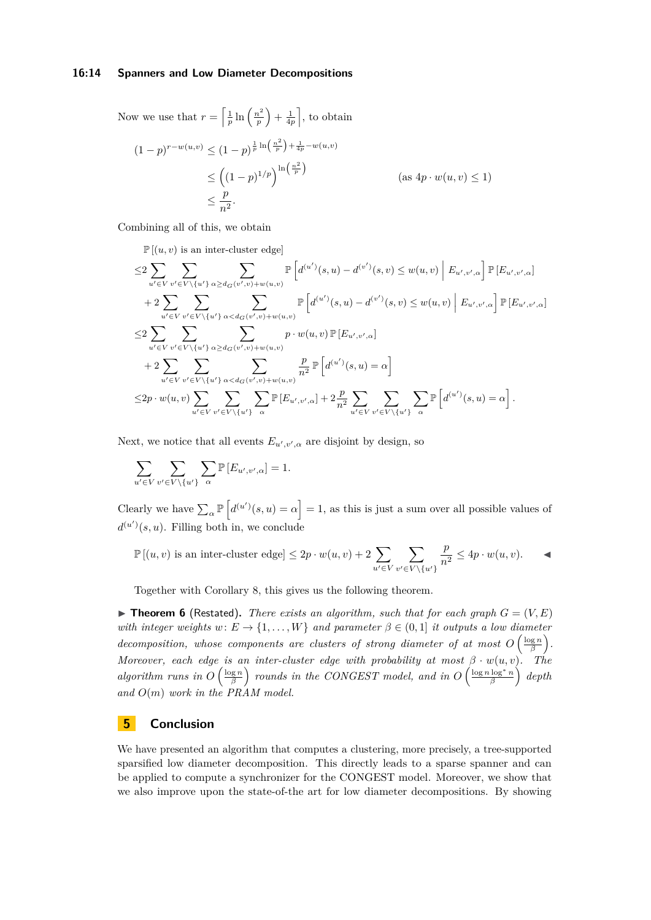Now we use that $r = \left\lceil \frac{1}{p} \ln\left(\frac{n^2}{p}\right) + \frac{1}{4p} \right\rceil$, to obtain

$$
\begin{aligned}
(1-p)^{r - w(u,v)} &\leq (1-p)^{\frac{1}{p}\ln\left(\frac{n^2}{p}\right) + \frac{1}{4p} - w(u,v)} \\
&\leq \left((1-p)^{1/p}\right)^{\ln\left(\frac{n^2}{p}\right)} && \text{(as } 4p \cdot w(u,v) \leq 1\text{)} \\
&\leq \frac{p}{n^2}.
\end{aligned}
$$

Combining all of this, we obtain

$$
\begin{aligned}
&\mathbb{P}\left[(u,v) \text{ is an inter-cluster edge}\right] \\
\leq &2 \sum_{u' \in V} \sum_{v' \in V \setminus \{u'\}} \sum_{\alpha \geq d_G(v',v) + w(u,v)} \mathbb{P}\left[d^{(u')}(s,u) - d^{(v')}(s,v) \leq w(u,v) \,\middle|\, E_{u',v',\alpha}\right] \mathbb{P}\left[E_{u',v',\alpha}\right] \\
&+ 2 \sum_{u' \in V} \sum_{v' \in V \setminus \{u'\}} \sum_{\alpha < d_G(v',v) + w(u,v)} \mathbb{P}\left[d^{(u')}(s,u) - d^{(v')}(s,v) \leq w(u,v) \,\middle|\, E_{u',v',\alpha}\right] \mathbb{P}\left[E_{u',v',\alpha}\right] \\
\leq &2 \sum_{u' \in V} \sum_{v' \in V \setminus \{u'\}} \sum_{\alpha \geq d_G(v',v) + w(u,v)} p \cdot w(u,v)\, \mathbb{P}\left[E_{u',v',\alpha}\right] \\
&+ 2 \sum_{u' \in V} \sum_{v' \in V \setminus \{u'\}} \sum_{\alpha < d_G(v',v) + w(u,v)} \frac{p}{n^2} \mathbb{P}\left[d^{(u')}(s,u) = \alpha\right] \\
\leq &2p \cdot w(u,v) \sum_{u' \in V} \sum_{v' \in V \setminus \{u'\}} \sum_{\alpha} \mathbb{P}\left[E_{u',v',\alpha}\right] + 2\frac{p}{n^2} \sum_{u' \in V} \sum_{v' \in V \setminus \{u'\}} \sum_{\alpha} \mathbb{P}\left[d^{(u')}(s,u) = \alpha\right].
\end{aligned}
$$

Next, we notice that all events $E_{u',v',\alpha}$ are disjoint by design, so

$$
\sum_{u' \in V} \sum_{v' \in V \setminus \{u'\}} \sum_{\alpha} \mathbb{P}\left[E_{u',v',\alpha}\right] = 1.
$$

Clearly we have $\sum_\alpha \mathbb{P}\left[d^{(u')}(s,u) = \alpha\right] = 1$, as this is just a sum over all possible values of $d^{(u')}(s,u)$. Filling both in, we conclude

$$
\mathbb{P}\left[(u,v) \text{ is an inter-cluster edge}\right] \leq 2p \cdot w(u,v) + 2 \sum_{u' \in V} \sum_{v' \in V \setminus \{u'\}} \frac{p}{n^2} \leq 4p \cdot w(u,v). \qquad \blacktriangleleft
$$

Together with Corollary 8, this gives us the following theorem.

▶ **Theorem 6** (Restated). *There exists an algorithm, such that for each graph $G = (V, E)$ with integer weights $w\colon E \to \{1, \dots, W\}$ and parameter $\beta \in (0, 1]$ it outputs a low diameter decomposition, whose components are clusters of strong diameter of at most $O\left(\frac{\log n}{\beta}\right)$. Moreover, each edge is an inter-cluster edge with probability at most $\beta \cdot w(u,v)$. The algorithm runs in $O\left(\frac{\log n}{\beta}\right)$ rounds in the CONGEST model, and in $O\left(\frac{\log n \log^* n}{\beta}\right)$ depth and $O(m)$ work in the PRAM model.*

## 5 Conclusion

We have presented an algorithm that computes a clustering, more precisely, a tree-supported sparsified low diameter decomposition. This directly leads to a sparse spanner and can be applied to compute a synchronizer for the CONGEST model. Moreover, we show that we also improve upon the state-of-the art for low diameter decompositions. By showing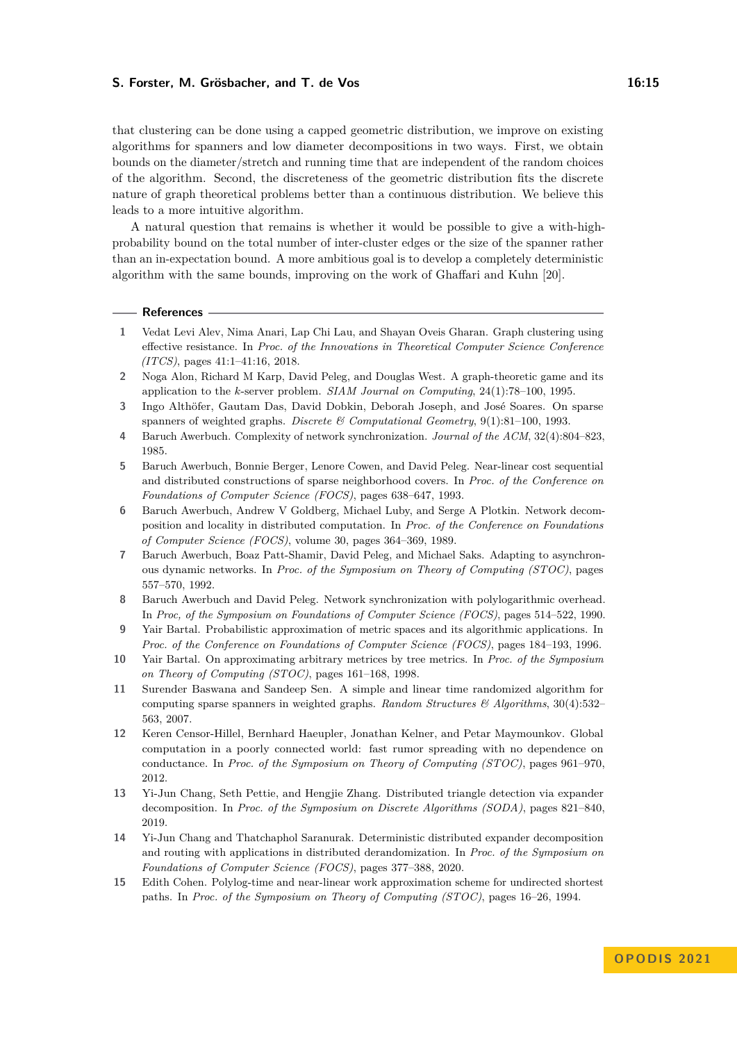that clustering can be done using a capped geometric distribution, we improve on existing algorithms for spanners and low diameter decompositions in two ways. First, we obtain bounds on the diameter/stretch and running time that are independent of the random choices of the algorithm. Second, the discreteness of the geometric distribution fits the discrete nature of graph theoretical problems better than a continuous distribution. We believe this leads to a more intuitive algorithm.

A natural question that remains is whether it would be possible to give a with-high-probability bound on the total number of inter-cluster edges or the size of the spanner rather than an in-expectation bound. A more ambitious goal is to develop a completely deterministic algorithm with the same bounds, improving on the work of Ghaffari and Kuhn [20].

## References

1. Vedat Levi Alev, Nima Anari, Lap Chi Lau, and Shayan Oveis Gharan. Graph clustering using effective resistance. In *Proc. of the Innovations in Theoretical Computer Science Conference (ITCS)*, pages 41:1–41:16, 2018.
2. Noga Alon, Richard M Karp, David Peleg, and Douglas West. A graph-theoretic game and its application to the $k$-server problem. *SIAM Journal on Computing*, 24(1):78–100, 1995.
3. Ingo Althöfer, Gautam Das, David Dobkin, Deborah Joseph, and José Soares. On sparse spanners of weighted graphs. *Discrete & Computational Geometry*, 9(1):81–100, 1993.
4. Baruch Awerbuch. Complexity of network synchronization. *Journal of the ACM*, 32(4):804–823, 1985.
5. Baruch Awerbuch, Bonnie Berger, Lenore Cowen, and David Peleg. Near-linear cost sequential and distributed constructions of sparse neighborhood covers. In *Proc. of the Conference on Foundations of Computer Science (FOCS)*, pages 638–647, 1993.
6. Baruch Awerbuch, Andrew V Goldberg, Michael Luby, and Serge A Plotkin. Network decomposition and locality in distributed computation. In *Proc. of the Conference on Foundations of Computer Science (FOCS)*, volume 30, pages 364–369, 1989.
7. Baruch Awerbuch, Boaz Patt-Shamir, David Peleg, and Michael Saks. Adapting to asynchronous dynamic networks. In *Proc. of the Symposium on Theory of Computing (STOC)*, pages 557–570, 1992.
8. Baruch Awerbuch and David Peleg. Network synchronization with polylogarithmic overhead. In *Proc, of the Symposium on Foundations of Computer Science (FOCS)*, pages 514–522, 1990.
9. Yair Bartal. Probabilistic approximation of metric spaces and its algorithmic applications. In *Proc. of the Conference on Foundations of Computer Science (FOCS)*, pages 184–193, 1996.
10. Yair Bartal. On approximating arbitrary metrices by tree metrics. In *Proc. of the Symposium on Theory of Computing (STOC)*, pages 161–168, 1998.
11. Surender Baswana and Sandeep Sen. A simple and linear time randomized algorithm for computing sparse spanners in weighted graphs. *Random Structures & Algorithms*, 30(4):532–563, 2007.
12. Keren Censor-Hillel, Bernhard Haeupler, Jonathan Kelner, and Petar Maymounkov. Global computation in a poorly connected world: fast rumor spreading with no dependence on conductance. In *Proc. of the Symposium on Theory of Computing (STOC)*, pages 961–970, 2012.
13. Yi-Jun Chang, Seth Pettie, and Hengjie Zhang. Distributed triangle detection via expander decomposition. In *Proc. of the Symposium on Discrete Algorithms (SODA)*, pages 821–840, 2019.
14. Yi-Jun Chang and Thatchaphol Saranurak. Deterministic distributed expander decomposition and routing with applications in distributed derandomization. In *Proc. of the Symposium on Foundations of Computer Science (FOCS)*, pages 377–388, 2020.
15. Edith Cohen. Polylog-time and near-linear work approximation scheme for undirected shortest paths. In *Proc. of the Symposium on Theory of Computing (STOC)*, pages 16–26, 1994.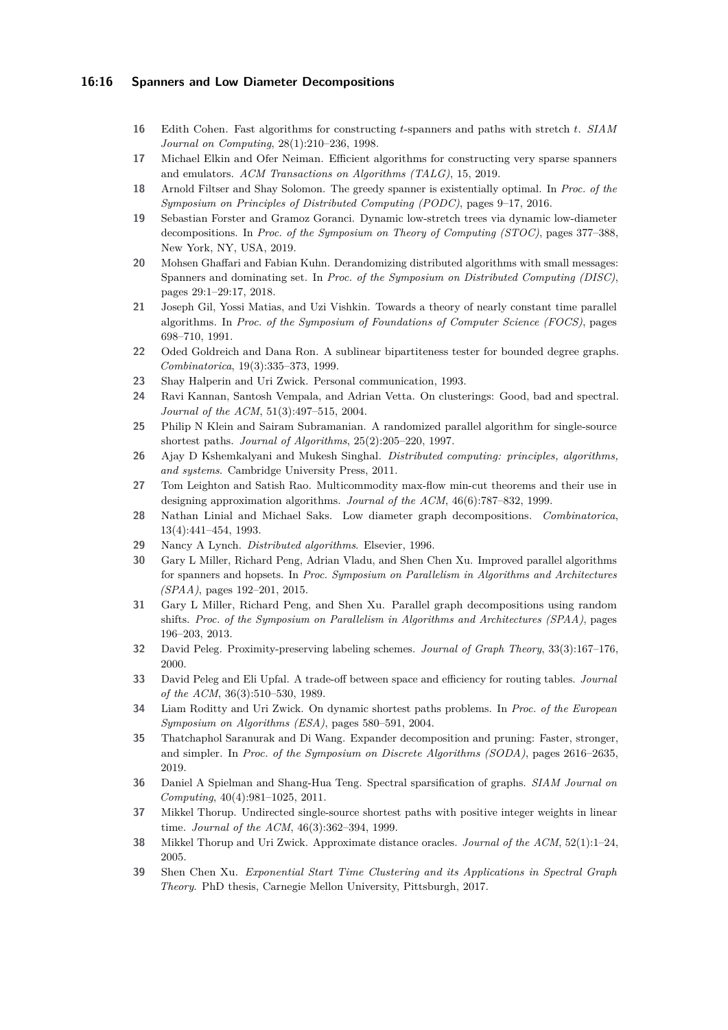16 Edith Cohen. Fast algorithms for constructing $t$-spanners and paths with stretch $t$. *SIAM Journal on Computing*, 28(1):210–236, 1998.

17 Michael Elkin and Ofer Neiman. Efficient algorithms for constructing very sparse spanners and emulators. *ACM Transactions on Algorithms (TALG)*, 15, 2019.

18 Arnold Filtser and Shay Solomon. The greedy spanner is existentially optimal. In *Proc. of the Symposium on Principles of Distributed Computing (PODC)*, pages 9–17, 2016.

19 Sebastian Forster and Gramoz Goranci. Dynamic low-stretch trees via dynamic low-diameter decompositions. In *Proc. of the Symposium on Theory of Computing (STOC)*, pages 377–388, New York, NY, USA, 2019.

20 Mohsen Ghaffari and Fabian Kuhn. Derandomizing distributed algorithms with small messages: Spanners and dominating set. In *Proc. of the Symposium on Distributed Computing (DISC)*, pages 29:1–29:17, 2018.

21 Joseph Gil, Yossi Matias, and Uzi Vishkin. Towards a theory of nearly constant time parallel algorithms. In *Proc. of the Symposium of Foundations of Computer Science (FOCS)*, pages 698–710, 1991.

22 Oded Goldreich and Dana Ron. A sublinear bipartiteness tester for bounded degree graphs. *Combinatorica*, 19(3):335–373, 1999.

23 Shay Halperin and Uri Zwick. Personal communication, 1993.

24 Ravi Kannan, Santosh Vempala, and Adrian Vetta. On clusterings: Good, bad and spectral. *Journal of the ACM*, 51(3):497–515, 2004.

25 Philip N Klein and Sairam Subramanian. A randomized parallel algorithm for single-source shortest paths. *Journal of Algorithms*, 25(2):205–220, 1997.

26 Ajay D Kshemkalyani and Mukesh Singhal. *Distributed computing: principles, algorithms, and systems*. Cambridge University Press, 2011.

27 Tom Leighton and Satish Rao. Multicommodity max-flow min-cut theorems and their use in designing approximation algorithms. *Journal of the ACM*, 46(6):787–832, 1999.

28 Nathan Linial and Michael Saks. Low diameter graph decompositions. *Combinatorica*, 13(4):441–454, 1993.

29 Nancy A Lynch. *Distributed algorithms*. Elsevier, 1996.

30 Gary L Miller, Richard Peng, Adrian Vladu, and Shen Chen Xu. Improved parallel algorithms for spanners and hopsets. In *Proc. Symposium on Parallelism in Algorithms and Architectures (SPAA)*, pages 192–201, 2015.

31 Gary L Miller, Richard Peng, and Shen Xu. Parallel graph decompositions using random shifts. *Proc. of the Symposium on Parallelism in Algorithms and Architectures (SPAA)*, pages 196–203, 2013.

32 David Peleg. Proximity-preserving labeling schemes. *Journal of Graph Theory*, 33(3):167–176, 2000.

33 David Peleg and Eli Upfal. A trade-off between space and efficiency for routing tables. *Journal of the ACM*, 36(3):510–530, 1989.

34 Liam Roditty and Uri Zwick. On dynamic shortest paths problems. In *Proc. of the European Symposium on Algorithms (ESA)*, pages 580–591, 2004.

35 Thatchaphol Saranurak and Di Wang. Expander decomposition and pruning: Faster, stronger, and simpler. In *Proc. of the Symposium on Discrete Algorithms (SODA)*, pages 2616–2635, 2019.

36 Daniel A Spielman and Shang-Hua Teng. Spectral sparsification of graphs. *SIAM Journal on Computing*, 40(4):981–1025, 2011.

37 Mikkel Thorup. Undirected single-source shortest paths with positive integer weights in linear time. *Journal of the ACM*, 46(3):362–394, 1999.

38 Mikkel Thorup and Uri Zwick. Approximate distance oracles. *Journal of the ACM*, 52(1):1–24, 2005.

39 Shen Chen Xu. *Exponential Start Time Clustering and its Applications in Spectral Graph Theory*. PhD thesis, Carnegie Mellon University, Pittsburgh, 2017.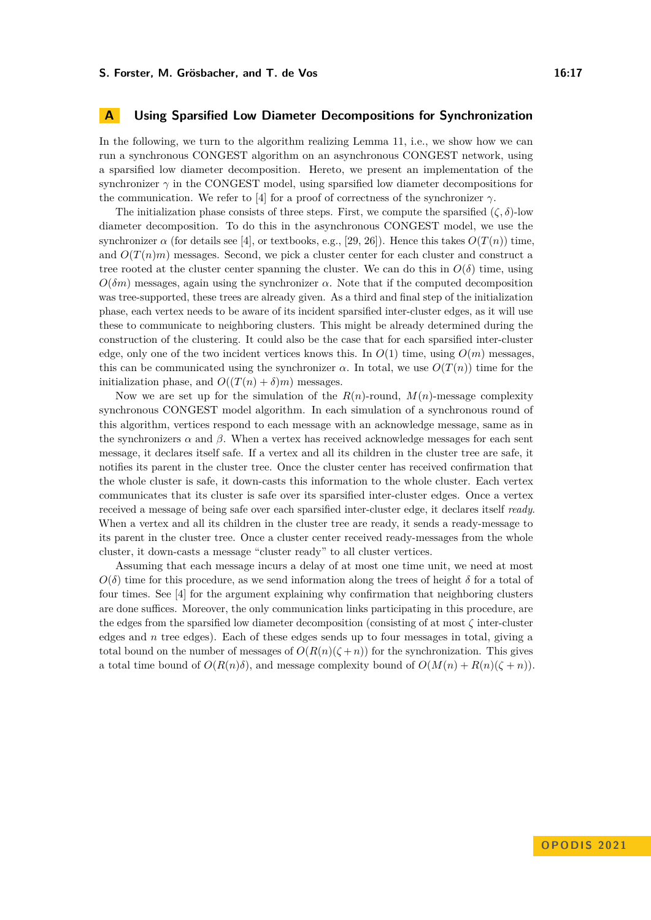# A Using Sparsified Low Diameter Decompositions for Synchronization

In the following, we turn to the algorithm realizing Lemma 11, i.e., we show how we can run a synchronous CONGEST algorithm on an asynchronous CONGEST network, using a sparsified low diameter decomposition. Hereto, we present an implementation of the synchronizer $\gamma$ in the CONGEST model, using sparsified low diameter decompositions for the communication. We refer to [4] for a proof of correctness of the synchronizer $\gamma$.

The initialization phase consists of three steps. First, we compute the sparsified $(\zeta, \delta)$-low diameter decomposition. To do this in the asynchronous CONGEST model, we use the synchronizer $\alpha$ (for details see [4], or textbooks, e.g., [29, 26]). Hence this takes $O(T(n))$ time, and $O(T(n)m)$ messages. Second, we pick a cluster center for each cluster and construct a tree rooted at the cluster center spanning the cluster. We can do this in $O(\delta)$ time, using $O(\delta m)$ messages, again using the synchronizer $\alpha$. Note that if the computed decomposition was tree-supported, these trees are already given. As a third and final step of the initialization phase, each vertex needs to be aware of its incident sparsified inter-cluster edges, as it will use these to communicate to neighboring clusters. This might be already determined during the construction of the clustering. It could also be the case that for each sparsified inter-cluster edge, only one of the two incident vertices knows this. In $O(1)$ time, using $O(m)$ messages, this can be communicated using the synchronizer $\alpha$. In total, we use $O(T(n))$ time for the initialization phase, and $O((T(n) + \delta)m)$ messages.

Now we are set up for the simulation of the $R(n)$-round, $M(n)$-message complexity synchronous CONGEST model algorithm. In each simulation of a synchronous round of this algorithm, vertices respond to each message with an acknowledge message, same as in the synchronizers $\alpha$ and $\beta$. When a vertex has received acknowledge messages for each sent message, it declares itself safe. If a vertex and all its children in the cluster tree are safe, it notifies its parent in the cluster tree. Once the cluster center has received confirmation that the whole cluster is safe, it down-casts this information to the whole cluster. Each vertex communicates that its cluster is safe over its sparsified inter-cluster edges. Once a vertex received a message of being safe over each sparsified inter-cluster edge, it declares itself *ready*. When a vertex and all its children in the cluster tree are ready, it sends a ready-message to its parent in the cluster tree. Once a cluster center received ready-messages from the whole cluster, it down-casts a message "cluster ready" to all cluster vertices.

Assuming that each message incurs a delay of at most one time unit, we need at most $O(\delta)$ time for this procedure, as we send information along the trees of height $\delta$ for a total of four times. See [4] for the argument explaining why confirmation that neighboring clusters are done suffices. Moreover, the only communication links participating in this procedure, are the edges from the sparsified low diameter decomposition (consisting of at most $\zeta$ inter-cluster edges and $n$ tree edges). Each of these edges sends up to four messages in total, giving a total bound on the number of messages of $O(R(n)(\zeta+n))$ for the synchronization. This gives a total time bound of $O(R(n)\delta)$, and message complexity bound of $O(M(n) + R(n)(\zeta + n))$.